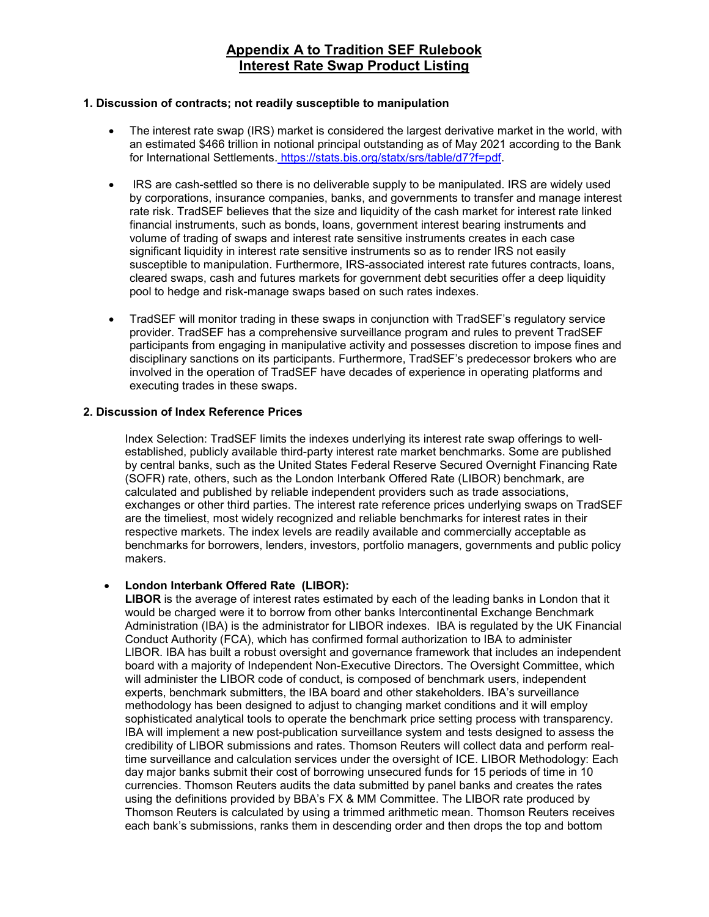# Appendix A to Tradition SEF Rulebook
# Interest Rate Swap Product Listing

### 1. Discussion of contracts; not readily susceptible to manipulation

- The interest rate swap (IRS) market is considered the largest derivative market in the world, with an estimated $466 trillion in notional principal outstanding as of May 2021 according to the Bank for International Settlements. https://stats.bis.org/statx/srs/table/d7?f=pdf.
- IRS are cash-settled so there is no deliverable supply to be manipulated. IRS are widely used by corporations, insurance companies, banks, and governments to transfer and manage interest rate risk. TradSEF believes that the size and liquidity of the cash market for interest rate linked financial instruments, such as bonds, loans, government interest bearing instruments and volume of trading of swaps and interest rate sensitive instruments creates in each case significant liquidity in interest rate sensitive instruments so as to render IRS not easily susceptible to manipulation. Furthermore, IRS-associated interest rate futures contracts, loans, cleared swaps, cash and futures markets for government debt securities offer a deep liquidity pool to hedge and risk-manage swaps based on such rates indexes.
- TradSEF will monitor trading in these swaps in conjunction with TradSEF's regulatory service provider. TradSEF has a comprehensive surveillance program and rules to prevent TradSEF participants from engaging in manipulative activity and possesses discretion to impose fines and disciplinary sanctions on its participants. Furthermore, TradSEF's predecessor brokers who are involved in the operation of TradSEF have decades of experience in operating platforms and executing trades in these swaps.

### 2. Discussion of Index Reference Prices

Index Selection: TradSEF limits the indexes underlying its interest rate swap offerings to well-established, publicly available third-party interest rate market benchmarks. Some are published by central banks, such as the United States Federal Reserve Secured Overnight Financing Rate (SOFR) rate, others, such as the London Interbank Offered Rate (LIBOR) benchmark, are calculated and published by reliable independent providers such as trade associations, exchanges or other third parties. The interest rate reference prices underlying swaps on TradSEF are the timeliest, most widely recognized and reliable benchmarks for interest rates in their respective markets. The index levels are readily available and commercially acceptable as benchmarks for borrowers, lenders, investors, portfolio managers, governments and public policy makers.

- **London Interbank Offered Rate (LIBOR):**
  **LIBOR** is the average of interest rates estimated by each of the leading banks in London that it would be charged were it to borrow from other banks Intercontinental Exchange Benchmark Administration (IBA) is the administrator for LIBOR indexes. IBA is regulated by the UK Financial Conduct Authority (FCA), which has confirmed formal authorization to IBA to administer LIBOR. IBA has built a robust oversight and governance framework that includes an independent board with a majority of Independent Non-Executive Directors. The Oversight Committee, which will administer the LIBOR code of conduct, is composed of benchmark users, independent experts, benchmark submitters, the IBA board and other stakeholders. IBA's surveillance methodology has been designed to adjust to changing market conditions and it will employ sophisticated analytical tools to operate the benchmark price setting process with transparency. IBA will implement a new post-publication surveillance system and tests designed to assess the credibility of LIBOR submissions and rates. Thomson Reuters will collect data and perform real-time surveillance and calculation services under the oversight of ICE. LIBOR Methodology: Each day major banks submit their cost of borrowing unsecured funds for 15 periods of time in 10 currencies. Thomson Reuters audits the data submitted by panel banks and creates the rates using the definitions provided by BBA's FX & MM Committee. The LIBOR rate produced by Thomson Reuters is calculated by using a trimmed arithmetic mean. Thomson Reuters receives each bank's submissions, ranks them in descending order and then drops the top and bottom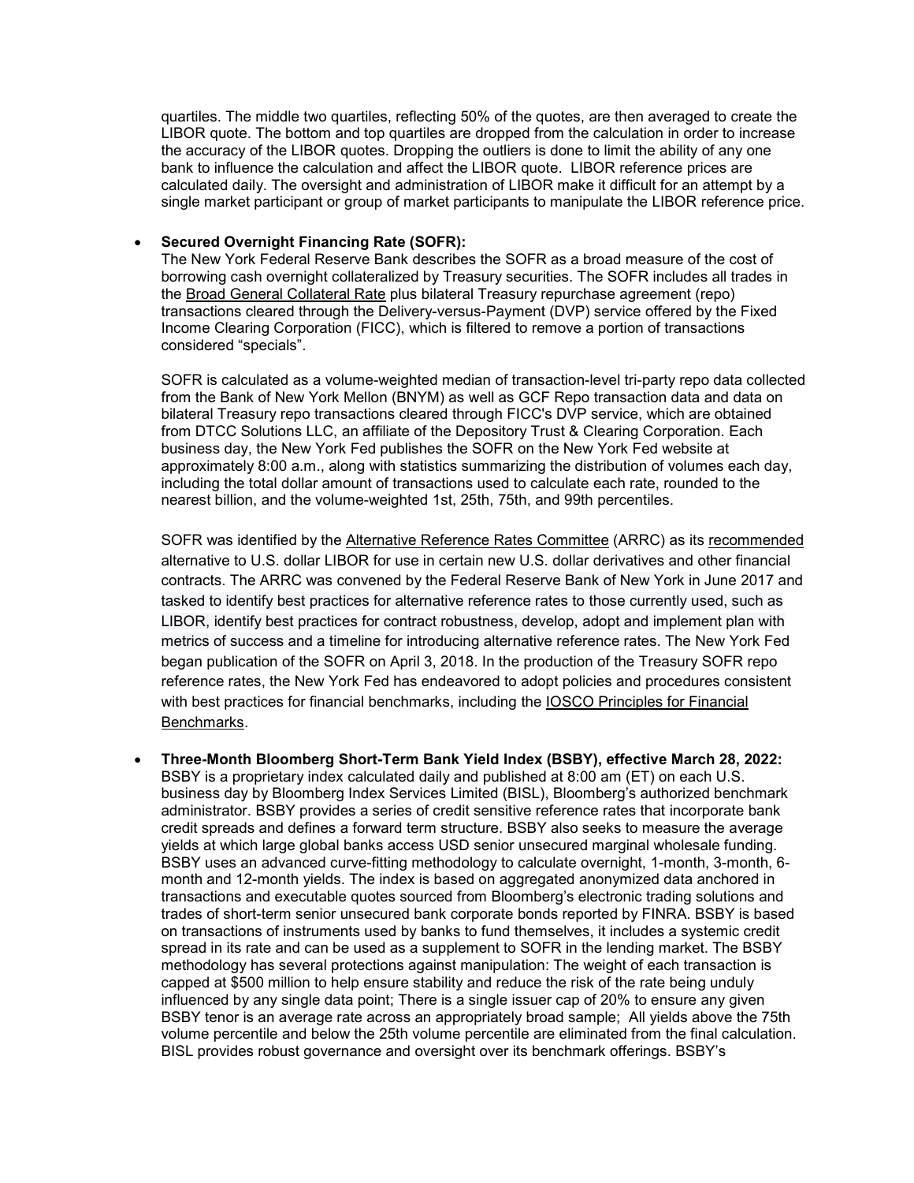quartiles. The middle two quartiles, reflecting 50% of the quotes, are then averaged to create the LIBOR quote. The bottom and top quartiles are dropped from the calculation in order to increase the accuracy of the LIBOR quotes. Dropping the outliers is done to limit the ability of any one bank to influence the calculation and affect the LIBOR quote. LIBOR reference prices are calculated daily. The oversight and administration of LIBOR make it difficult for an attempt by a single market participant or group of market participants to manipulate the LIBOR reference price.

- **Secured Overnight Financing Rate (SOFR):**
  The New York Federal Reserve Bank describes the SOFR as a broad measure of the cost of borrowing cash overnight collateralized by Treasury securities. The SOFR includes all trades in the Broad General Collateral Rate plus bilateral Treasury repurchase agreement (repo) transactions cleared through the Delivery-versus-Payment (DVP) service offered by the Fixed Income Clearing Corporation (FICC), which is filtered to remove a portion of transactions considered "specials".

  SOFR is calculated as a volume-weighted median of transaction-level tri-party repo data collected from the Bank of New York Mellon (BNYM) as well as GCF Repo transaction data and data on bilateral Treasury repo transactions cleared through FICC's DVP service, which are obtained from DTCC Solutions LLC, an affiliate of the Depository Trust & Clearing Corporation. Each business day, the New York Fed publishes the SOFR on the New York Fed website at approximately 8:00 a.m., along with statistics summarizing the distribution of volumes each day, including the total dollar amount of transactions used to calculate each rate, rounded to the nearest billion, and the volume-weighted 1st, 25th, 75th, and 99th percentiles.

  SOFR was identified by the Alternative Reference Rates Committee (ARRC) as its recommended alternative to U.S. dollar LIBOR for use in certain new U.S. dollar derivatives and other financial contracts. The ARRC was convened by the Federal Reserve Bank of New York in June 2017 and tasked to identify best practices for alternative reference rates to those currently used, such as LIBOR, identify best practices for contract robustness, develop, adopt and implement plan with metrics of success and a timeline for introducing alternative reference rates. The New York Fed began publication of the SOFR on April 3, 2018. In the production of the Treasury SOFR repo reference rates, the New York Fed has endeavored to adopt policies and procedures consistent with best practices for financial benchmarks, including the IOSCO Principles for Financial Benchmarks.

- **Three-Month Bloomberg Short-Term Bank Yield Index (BSBY), effective March 28, 2022:**
  BSBY is a proprietary index calculated daily and published at 8:00 am (ET) on each U.S. business day by Bloomberg Index Services Limited (BISL), Bloomberg's authorized benchmark administrator. BSBY provides a series of credit sensitive reference rates that incorporate bank credit spreads and defines a forward term structure. BSBY also seeks to measure the average yields at which large global banks access USD senior unsecured marginal wholesale funding. BSBY uses an advanced curve-fitting methodology to calculate overnight, 1-month, 3-month, 6-month and 12-month yields. The index is based on aggregated anonymized data anchored in transactions and executable quotes sourced from Bloomberg's electronic trading solutions and trades of short-term senior unsecured bank corporate bonds reported by FINRA. BSBY is based on transactions of instruments used by banks to fund themselves, it includes a systemic credit spread in its rate and can be used as a supplement to SOFR in the lending market. The BSBY methodology has several protections against manipulation: The weight of each transaction is capped at $500 million to help ensure stability and reduce the risk of the rate being unduly influenced by any single data point; There is a single issuer cap of 20% to ensure any given BSBY tenor is an average rate across an appropriately broad sample; All yields above the 75th volume percentile and below the 25th volume percentile are eliminated from the final calculation. BISL provides robust governance and oversight over its benchmark offerings. BSBY's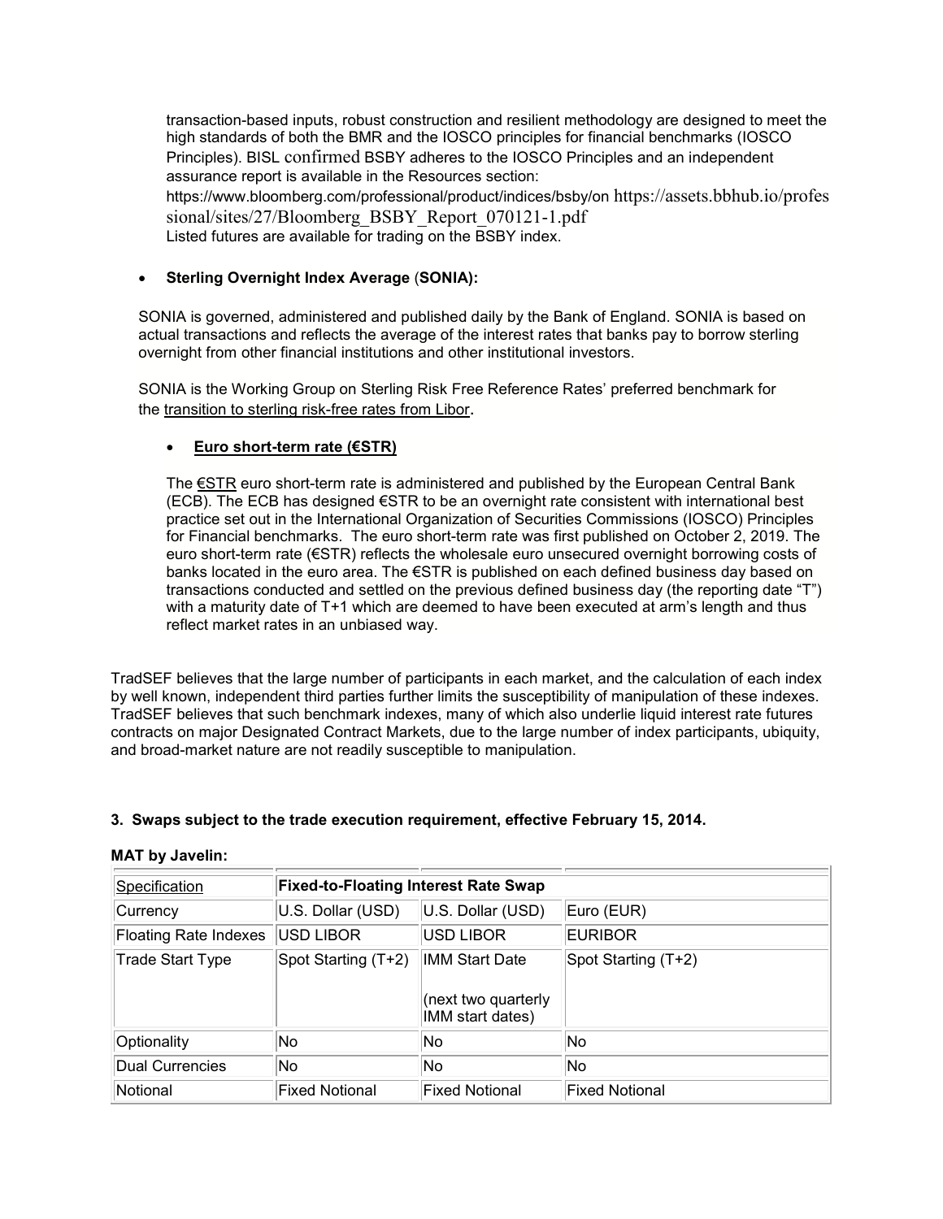transaction-based inputs, robust construction and resilient methodology are designed to meet the high standards of both the BMR and the IOSCO principles for financial benchmarks (IOSCO Principles). BISL confirmed BSBY adheres to the IOSCO Principles and an independent assurance report is available in the Resources section: https://www.bloomberg.com/professional/product/indices/bsby/on https://assets.bbhub.io/professional/sites/27/Bloomberg_BSBY_Report_070121-1.pdf
Listed futures are available for trading on the BSBY index.

- **Sterling Overnight Index Average (SONIA):**

SONIA is governed, administered and published daily by the Bank of England. SONIA is based on actual transactions and reflects the average of the interest rates that banks pay to borrow sterling overnight from other financial institutions and other institutional investors.

SONIA is the Working Group on Sterling Risk Free Reference Rates' preferred benchmark for the transition to sterling risk-free rates from Libor.

- **Euro short-term rate (€STR)**

The €STR euro short-term rate is administered and published by the European Central Bank (ECB). The ECB has designed €STR to be an overnight rate consistent with international best practice set out in the International Organization of Securities Commissions (IOSCO) Principles for Financial benchmarks. The euro short-term rate was first published on October 2, 2019. The euro short-term rate (€STR) reflects the wholesale euro unsecured overnight borrowing costs of banks located in the euro area. The €STR is published on each defined business day based on transactions conducted and settled on the previous defined business day (the reporting date "T") with a maturity date of T+1 which are deemed to have been executed at arm's length and thus reflect market rates in an unbiased way.

TradSEF believes that the large number of participants in each market, and the calculation of each index by well known, independent third parties further limits the susceptibility of manipulation of these indexes. TradSEF believes that such benchmark indexes, many of which also underlie liquid interest rate futures contracts on major Designated Contract Markets, due to the large number of index participants, ubiquity, and broad-market nature are not readily susceptible to manipulation.

**3. Swaps subject to the trade execution requirement, effective February 15, 2014.**

**MAT by Javelin:**

| Specification | **Fixed-to-Floating Interest Rate Swap** | | |
|---|---|---|---|
| Currency | U.S. Dollar (USD) | U.S. Dollar (USD) | Euro (EUR) |
| Floating Rate Indexes | USD LIBOR | USD LIBOR | EURIBOR |
| Trade Start Type | Spot Starting (T+2) | IMM Start Date (next two quarterly IMM start dates) | Spot Starting (T+2) |
| Optionality | No | No | No |
| Dual Currencies | No | No | No |
| Notional | Fixed Notional | Fixed Notional | Fixed Notional |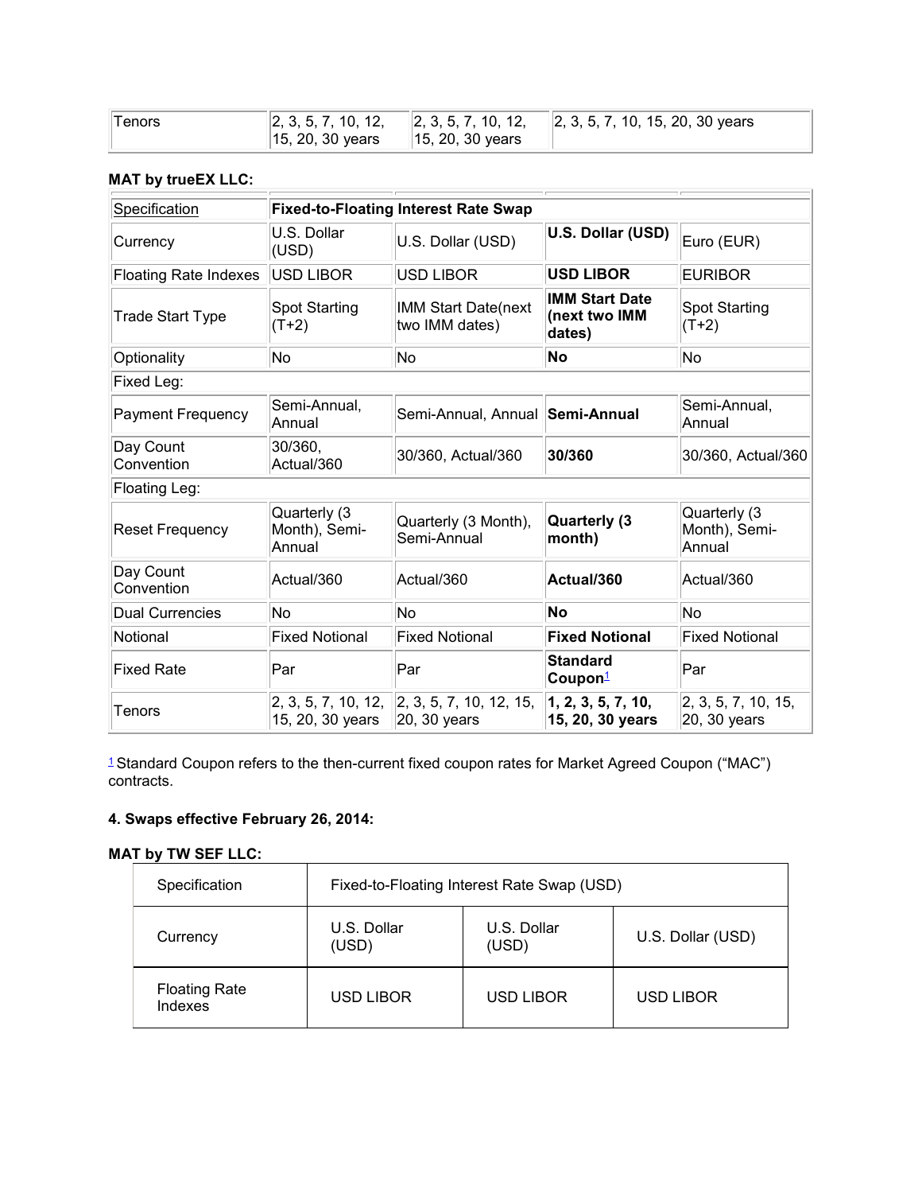| Tenors | 2, 3, 5, 7, 10, 12, 15, 20, 30 years | 2, 3, 5, 7, 10, 12, 15, 20, 30 years | 2, 3, 5, 7, 10, 15, 20, 30 years |
|---|---|---|---|

**MAT by trueEX LLC:**

| Specification | **Fixed-to-Floating Interest Rate Swap** | | | |
|---|---|---|---|---|
| Currency | U.S. Dollar (USD) | U.S. Dollar (USD) | **U.S. Dollar (USD)** | Euro (EUR) |
| Floating Rate Indexes | USD LIBOR | USD LIBOR | **USD LIBOR** | EURIBOR |
| Trade Start Type | Spot Starting (T+2) | IMM Start Date(next two IMM dates) | **IMM Start Date (next two IMM dates)** | Spot Starting (T+2) |
| Optionality | No | No | **No** | No |
| Fixed Leg: | | | | |
| Payment Frequency | Semi-Annual, Annual | Semi-Annual, Annual | **Semi-Annual** | Semi-Annual, Annual |
| Day Count Convention | 30/360, Actual/360 | 30/360, Actual/360 | **30/360** | 30/360, Actual/360 |
| Floating Leg: | | | | |
| Reset Frequency | Quarterly (3 Month), Semi-Annual | Quarterly (3 Month), Semi-Annual | **Quarterly (3 month)** | Quarterly (3 Month), Semi-Annual |
| Day Count Convention | Actual/360 | Actual/360 | **Actual/360** | Actual/360 |
| Dual Currencies | No | No | **No** | No |
| Notional | Fixed Notional | Fixed Notional | **Fixed Notional** | Fixed Notional |
| Fixed Rate | Par | Par | **Standard Coupon**[1] | Par |
| Tenors | 2, 3, 5, 7, 10, 12, 15, 20, 30 years | 2, 3, 5, 7, 10, 12, 15, 20, 30 years | **1, 2, 3, 5, 7, 10, 15, 20, 30 years** | 2, 3, 5, 7, 10, 15, 20, 30 years |

[1] Standard Coupon refers to the then-current fixed coupon rates for Market Agreed Coupon ("MAC") contracts.

**4. Swaps effective February 26, 2014:**

**MAT by TW SEF LLC:**

| Specification | Fixed-to-Floating Interest Rate Swap (USD) | | |
|---|---|---|---|
| Currency | U.S. Dollar (USD) | U.S. Dollar (USD) | U.S. Dollar (USD) |
| Floating Rate Indexes | USD LIBOR | USD LIBOR | USD LIBOR |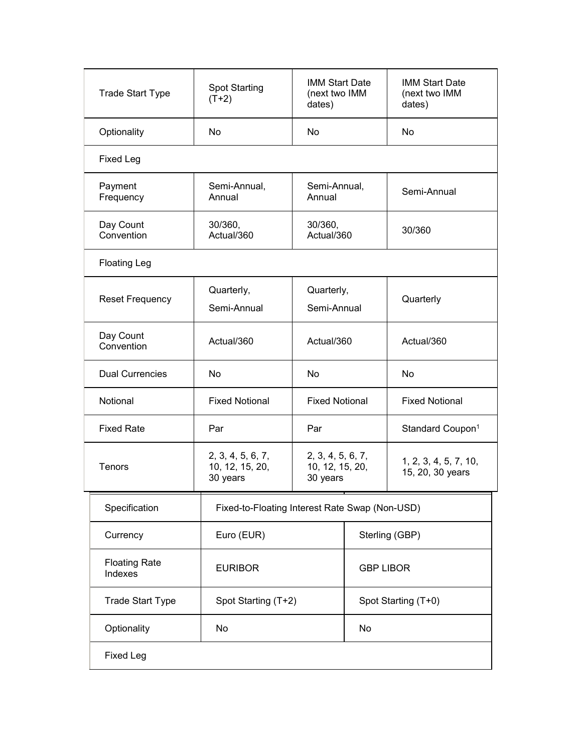| Trade Start Type | Spot Starting (T+2) | IMM Start Date (next two IMM dates) | IMM Start Date (next two IMM dates) |
|---|---|---|---|
| Optionality | No | No | No |
| Fixed Leg | | | |
| Payment Frequency | Semi-Annual, Annual | Semi-Annual, Annual | Semi-Annual |
| Day Count Convention | 30/360, Actual/360 | 30/360, Actual/360 | 30/360 |
| Floating Leg | | | |
| Reset Frequency | Quarterly, Semi-Annual | Quarterly, Semi-Annual | Quarterly |
| Day Count Convention | Actual/360 | Actual/360 | Actual/360 |
| Dual Currencies | No | No | No |
| Notional | Fixed Notional | Fixed Notional | Fixed Notional |
| Fixed Rate | Par | Par | Standard Coupon[1] |
| Tenors | 2, 3, 4, 5, 6, 7, 10, 12, 15, 20, 30 years | 2, 3, 4, 5, 6, 7, 10, 12, 15, 20, 30 years | 1, 2, 3, 4, 5, 7, 10, 15, 20, 30 years |

| Specification | Fixed-to-Floating Interest Rate Swap (Non-USD) | |
|---|---|---|
| Currency | Euro (EUR) | Sterling (GBP) |
| Floating Rate Indexes | EURIBOR | GBP LIBOR |
| Trade Start Type | Spot Starting (T+2) | Spot Starting (T+0) |
| Optionality | No | No |
| Fixed Leg | | |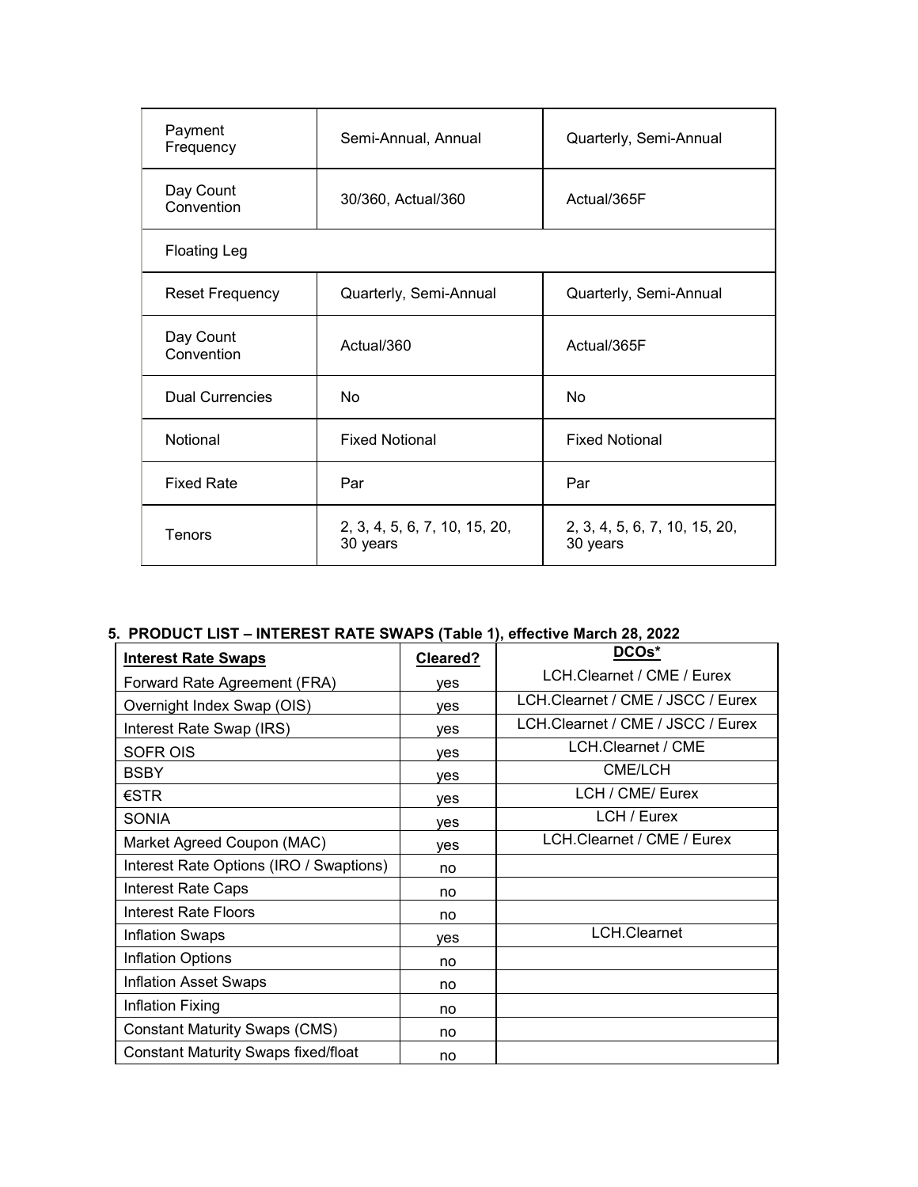| | | |
|---|---|---|
| Payment Frequency | Semi-Annual, Annual | Quarterly, Semi-Annual |
| Day Count Convention | 30/360, Actual/360 | Actual/365F |
| Floating Leg | | |
| Reset Frequency | Quarterly, Semi-Annual | Quarterly, Semi-Annual |
| Day Count Convention | Actual/360 | Actual/365F |
| Dual Currencies | No | No |
| Notional | Fixed Notional | Fixed Notional |
| Fixed Rate | Par | Par |
| Tenors | 2, 3, 4, 5, 6, 7, 10, 15, 20, 30 years | 2, 3, 4, 5, 6, 7, 10, 15, 20, 30 years |

**5. PRODUCT LIST – INTEREST RATE SWAPS (Table 1), effective March 28, 2022**

| **Interest Rate Swaps** | **Cleared?** | **DCOs*** |
|---|---|---|
| Forward Rate Agreement (FRA) | yes | LCH.Clearnet / CME / Eurex |
| Overnight Index Swap (OIS) | yes | LCH.Clearnet / CME / JSCC / Eurex |
| Interest Rate Swap (IRS) | yes | LCH.Clearnet / CME / JSCC / Eurex |
| SOFR OIS | yes | LCH.Clearnet / CME |
| BSBY | yes | CME/LCH |
| €STR | yes | LCH / CME/ Eurex |
| SONIA | yes | LCH / Eurex |
| Market Agreed Coupon (MAC) | yes | LCH.Clearnet / CME / Eurex |
| Interest Rate Options (IRO / Swaptions) | no | |
| Interest Rate Caps | no | |
| Interest Rate Floors | no | |
| Inflation Swaps | yes | LCH.Clearnet |
| Inflation Options | no | |
| Inflation Asset Swaps | no | |
| Inflation Fixing | no | |
| Constant Maturity Swaps (CMS) | no | |
| Constant Maturity Swaps fixed/float | no | |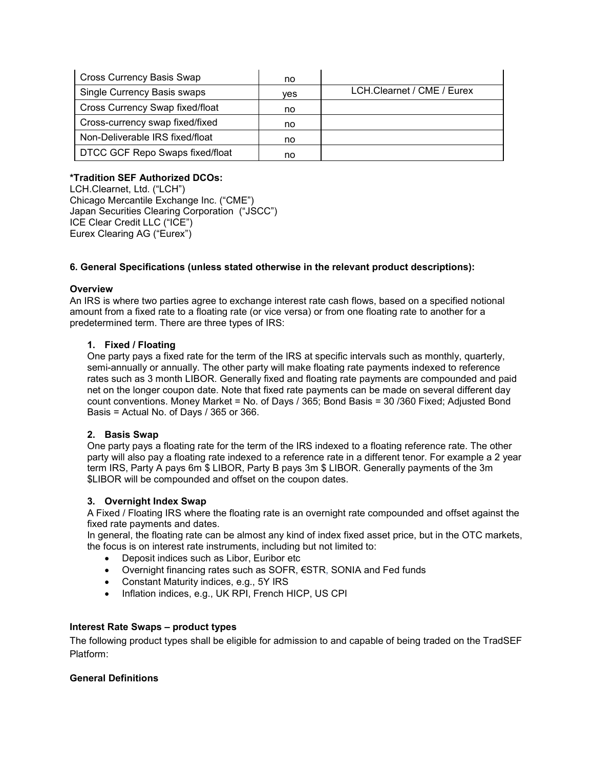| Cross Currency Basis Swap | no | |
|---|---|---|
| Single Currency Basis swaps | yes | LCH.Clearnet / CME / Eurex |
| Cross Currency Swap fixed/float | no | |
| Cross-currency swap fixed/fixed | no | |
| Non-Deliverable IRS fixed/float | no | |
| DTCC GCF Repo Swaps fixed/float | no | |

**\*Tradition SEF Authorized DCOs:**
LCH.Clearnet, Ltd. ("LCH")
Chicago Mercantile Exchange Inc. ("CME")
Japan Securities Clearing Corporation ("JSCC")
ICE Clear Credit LLC ("ICE")
Eurex Clearing AG ("Eurex")

**6. General Specifications (unless stated otherwise in the relevant product descriptions):**

**Overview**
An IRS is where two parties agree to exchange interest rate cash flows, based on a specified notional amount from a fixed rate to a floating rate (or vice versa) or from one floating rate to another for a predetermined term. There are three types of IRS:

1. **Fixed / Floating**
   One party pays a fixed rate for the term of the IRS at specific intervals such as monthly, quarterly, semi-annually or annually. The other party will make floating rate payments indexed to reference rates such as 3 month LIBOR. Generally fixed and floating rate payments are compounded and paid net on the longer coupon date. Note that fixed rate payments can be made on several different day count conventions. Money Market = No. of Days / 365; Bond Basis = 30 /360 Fixed; Adjusted Bond Basis = Actual No. of Days / 365 or 366.

2. **Basis Swap**
   One party pays a floating rate for the term of the IRS indexed to a floating reference rate. The other party will also pay a floating rate indexed to a reference rate in a different tenor. For example a 2 year term IRS, Party A pays 6m $ LIBOR, Party B pays 3m $ LIBOR. Generally payments of the 3m $LIBOR will be compounded and offset on the coupon dates.

3. **Overnight Index Swap**
   A Fixed / Floating IRS where the floating rate is an overnight rate compounded and offset against the fixed rate payments and dates.
   In general, the floating rate can be almost any kind of index fixed asset price, but in the OTC markets, the focus is on interest rate instruments, including but not limited to:
   - Deposit indices such as Libor, Euribor etc
   - Overnight financing rates such as SOFR, €STR, SONIA and Fed funds
   - Constant Maturity indices, e.g., 5Y IRS
   - Inflation indices, e.g., UK RPI, French HICP, US CPI

**Interest Rate Swaps – product types**
The following product types shall be eligible for admission to and capable of being traded on the TradSEF Platform:

**General Definitions**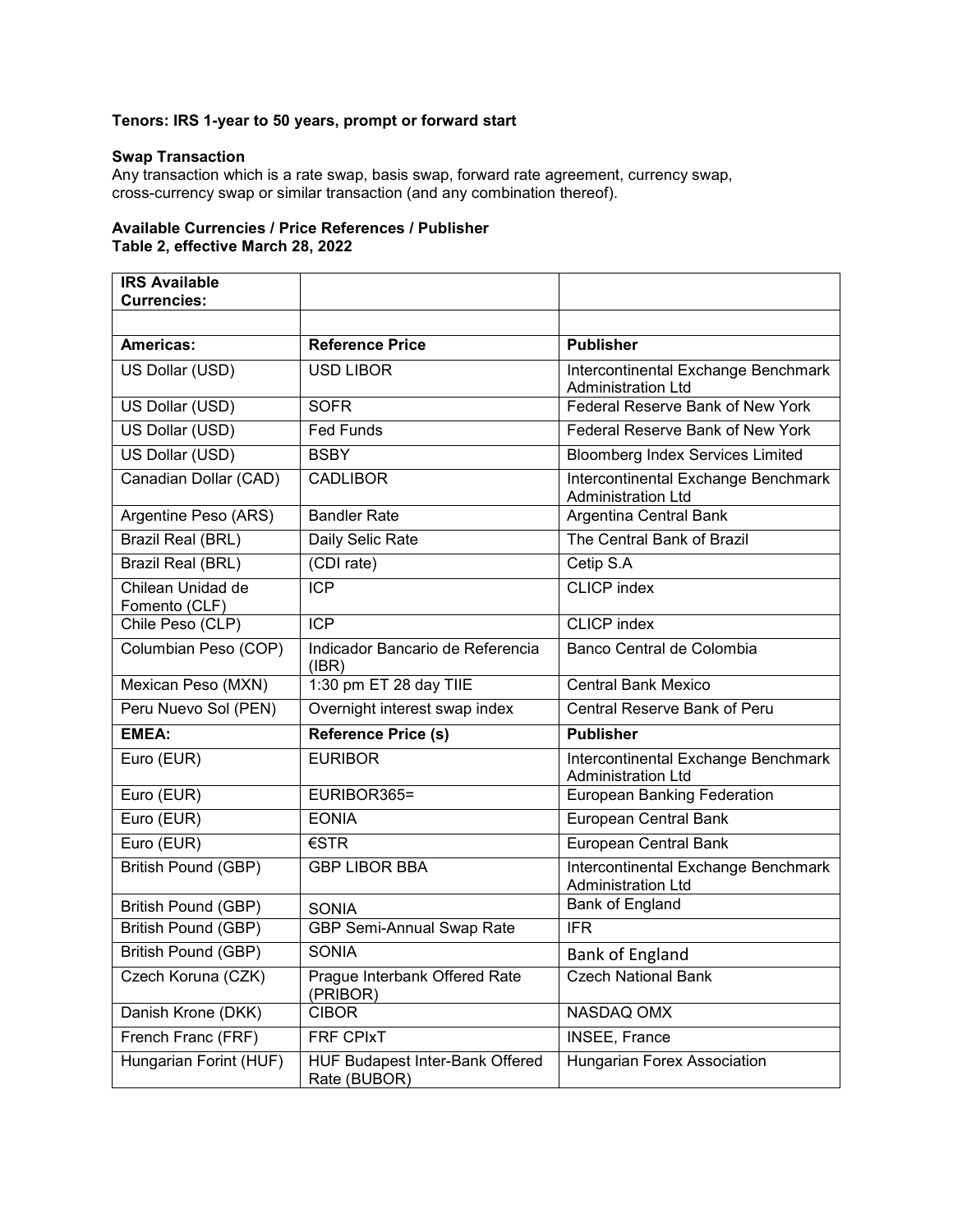**Tenors: IRS 1-year to 50 years, prompt or forward start**

**Swap Transaction**
Any transaction which is a rate swap, basis swap, forward rate agreement, currency swap, cross-currency swap or similar transaction (and any combination thereof).

**Available Currencies / Price References / Publisher**
**Table 2, effective March 28, 2022**

| **IRS Available Currencies:** | | |
|---|---|---|
| | | |
| **Americas:** | **Reference Price** | **Publisher** |
| US Dollar (USD) | USD LIBOR | Intercontinental Exchange Benchmark Administration Ltd |
| US Dollar (USD) | SOFR | Federal Reserve Bank of New York |
| US Dollar (USD) | Fed Funds | Federal Reserve Bank of New York |
| US Dollar (USD) | BSBY | Bloomberg Index Services Limited |
| Canadian Dollar (CAD) | CADLIBOR | Intercontinental Exchange Benchmark Administration Ltd |
| Argentine Peso (ARS) | Bandler Rate | Argentina Central Bank |
| Brazil Real (BRL) | Daily Selic Rate | The Central Bank of Brazil |
| Brazil Real (BRL) | (CDI rate) | Cetip S.A |
| Chilean Unidad de Fomento (CLF) | ICP | CLICP index |
| Chile Peso (CLP) | ICP | CLICP index |
| Columbian Peso (COP) | Indicador Bancario de Referencia (IBR) | Banco Central de Colombia |
| Mexican Peso (MXN) | 1:30 pm ET 28 day TIIE | Central Bank Mexico |
| Peru Nuevo Sol (PEN) | Overnight interest swap index | Central Reserve Bank of Peru |
| **EMEA:** | **Reference Price (s)** | **Publisher** |
| Euro (EUR) | EURIBOR | Intercontinental Exchange Benchmark Administration Ltd |
| Euro (EUR) | EURIBOR365= | European Banking Federation |
| Euro (EUR) | EONIA | European Central Bank |
| Euro (EUR) | €STR | European Central Bank |
| British Pound (GBP) | GBP LIBOR BBA | Intercontinental Exchange Benchmark Administration Ltd |
| British Pound (GBP) | SONIA | Bank of England |
| British Pound (GBP) | GBP Semi-Annual Swap Rate | IFR |
| British Pound (GBP) | SONIA | Bank of England |
| Czech Koruna (CZK) | Prague Interbank Offered Rate (PRIBOR) | Czech National Bank |
| Danish Krone (DKK) | CIBOR | NASDAQ OMX |
| French Franc (FRF) | FRF CPIxT | INSEE, France |
| Hungarian Forint (HUF) | HUF Budapest Inter-Bank Offered Rate (BUBOR) | Hungarian Forex Association |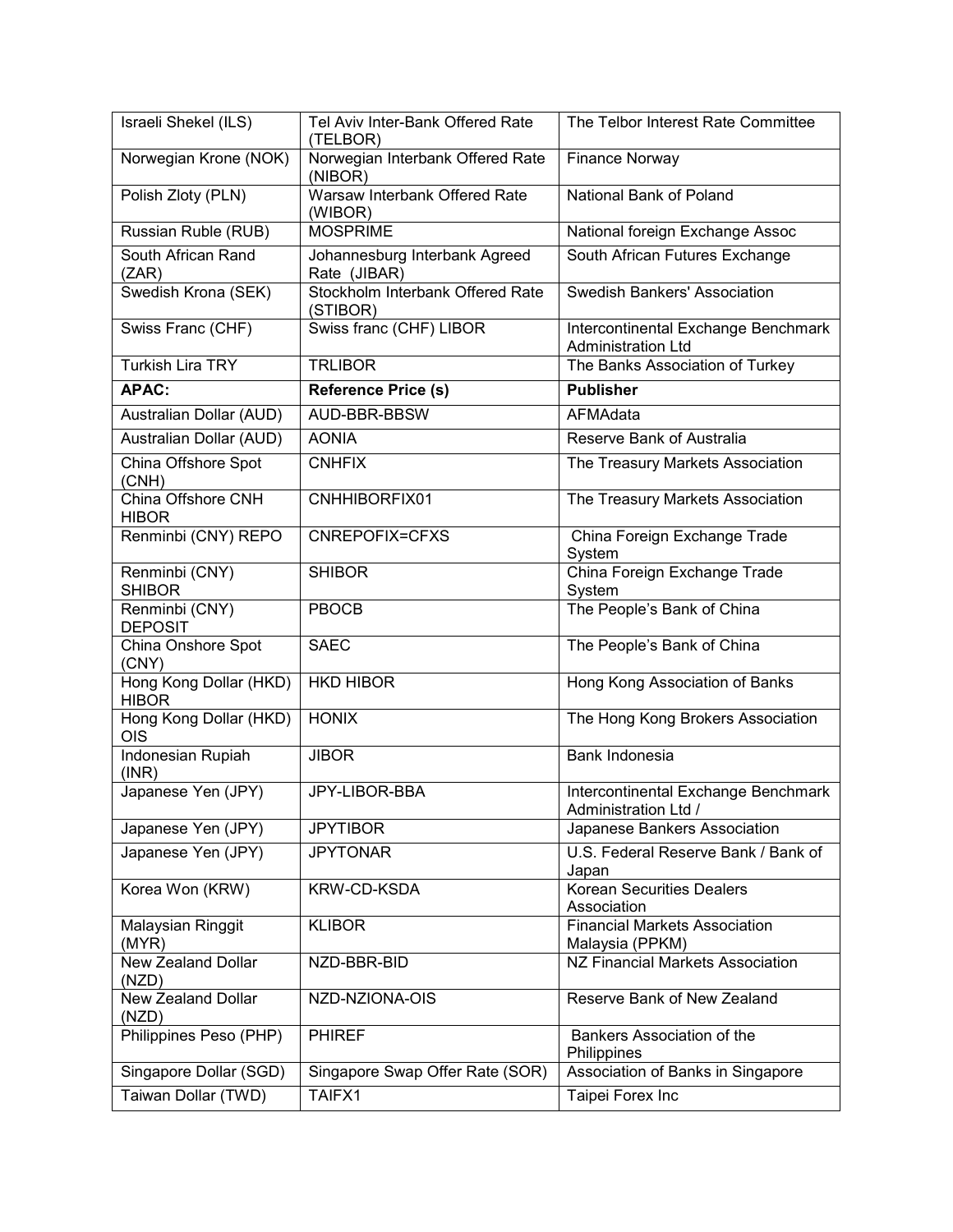| | | |
|---|---|---|
| Israeli Shekel (ILS) | Tel Aviv Inter-Bank Offered Rate (TELBOR) | The Telbor Interest Rate Committee |
| Norwegian Krone (NOK) | Norwegian Interbank Offered Rate (NIBOR) | Finance Norway |
| Polish Zloty (PLN) | Warsaw Interbank Offered Rate (WIBOR) | National Bank of Poland |
| Russian Ruble (RUB) | MOSPRIME | National foreign Exchange Assoc |
| South African Rand (ZAR) | Johannesburg Interbank Agreed Rate (JIBAR) | South African Futures Exchange |
| Swedish Krona (SEK) | Stockholm Interbank Offered Rate (STIBOR) | Swedish Bankers' Association |
| Swiss Franc (CHF) | Swiss franc (CHF) LIBOR | Intercontinental Exchange Benchmark Administration Ltd |
| Turkish Lira TRY | TRLIBOR | The Banks Association of Turkey |
| **APAC:** | **Reference Price (s)** | **Publisher** |
| Australian Dollar (AUD) | AUD-BBR-BBSW | AFMAdata |
| Australian Dollar (AUD) | AONIA | Reserve Bank of Australia |
| China Offshore Spot (CNH) | CNHFIX | The Treasury Markets Association |
| China Offshore CNH HIBOR | CNHHIBORFIX01 | The Treasury Markets Association |
| Renminbi (CNY) REPO | CNREPOFIX=CFXS | China Foreign Exchange Trade System |
| Renminbi (CNY) SHIBOR | SHIBOR | China Foreign Exchange Trade System |
| Renminbi (CNY) DEPOSIT | PBOCB | The People's Bank of China |
| China Onshore Spot (CNY) | SAEC | The People's Bank of China |
| Hong Kong Dollar (HKD) HIBOR | HKD HIBOR | Hong Kong Association of Banks |
| Hong Kong Dollar (HKD) OIS | HONIX | The Hong Kong Brokers Association |
| Indonesian Rupiah (INR) | JIBOR | Bank Indonesia |
| Japanese Yen (JPY) | JPY-LIBOR-BBA | Intercontinental Exchange Benchmark Administration Ltd / |
| Japanese Yen (JPY) | JPYTIBOR | Japanese Bankers Association |
| Japanese Yen (JPY) | JPYTONAR | U.S. Federal Reserve Bank / Bank of Japan |
| Korea Won (KRW) | KRW-CD-KSDA | Korean Securities Dealers Association |
| Malaysian Ringgit (MYR) | KLIBOR | Financial Markets Association Malaysia (PPKM) |
| New Zealand Dollar (NZD) | NZD-BBR-BID | NZ Financial Markets Association |
| New Zealand Dollar (NZD) | NZD-NZIONA-OIS | Reserve Bank of New Zealand |
| Philippines Peso (PHP) | PHIREF | Bankers Association of the Philippines |
| Singapore Dollar (SGD) | Singapore Swap Offer Rate (SOR) | Association of Banks in Singapore |
| Taiwan Dollar (TWD) | TAIFX1 | Taipei Forex Inc |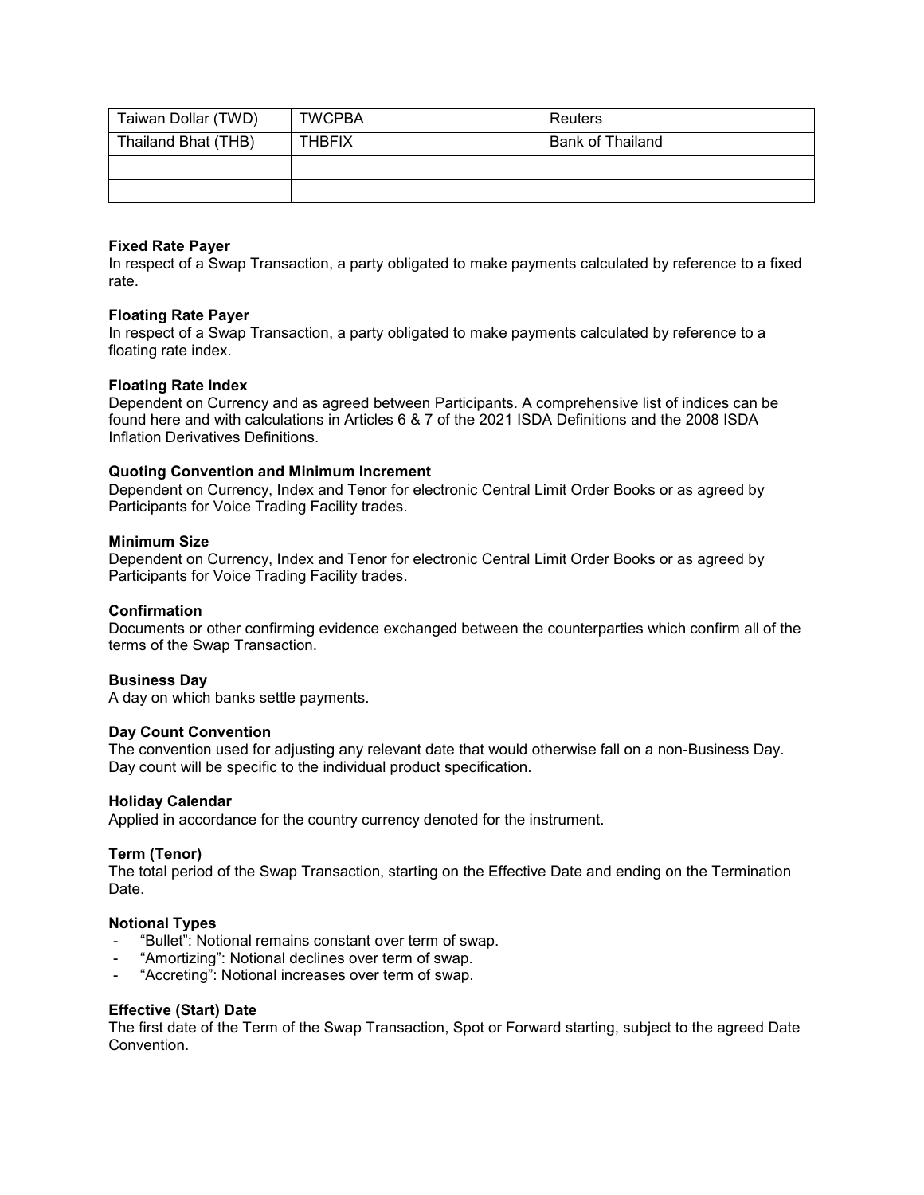| Taiwan Dollar (TWD) | TWCPBA | Reuters |
|---|---|---|
| Thailand Bhat (THB) | THBFIX | Bank of Thailand |
| | | |
| | | |

**Fixed Rate Payer**
In respect of a Swap Transaction, a party obligated to make payments calculated by reference to a fixed rate.

**Floating Rate Payer**
In respect of a Swap Transaction, a party obligated to make payments calculated by reference to a floating rate index.

**Floating Rate Index**
Dependent on Currency and as agreed between Participants. A comprehensive list of indices can be found here and with calculations in Articles 6 & 7 of the 2021 ISDA Definitions and the 2008 ISDA Inflation Derivatives Definitions.

**Quoting Convention and Minimum Increment**
Dependent on Currency, Index and Tenor for electronic Central Limit Order Books or as agreed by Participants for Voice Trading Facility trades.

**Minimum Size**
Dependent on Currency, Index and Tenor for electronic Central Limit Order Books or as agreed by Participants for Voice Trading Facility trades.

**Confirmation**
Documents or other confirming evidence exchanged between the counterparties which confirm all of the terms of the Swap Transaction.

**Business Day**
A day on which banks settle payments.

**Day Count Convention**
The convention used for adjusting any relevant date that would otherwise fall on a non-Business Day. Day count will be specific to the individual product specification.

**Holiday Calendar**
Applied in accordance for the country currency denoted for the instrument.

**Term (Tenor)**
The total period of the Swap Transaction, starting on the Effective Date and ending on the Termination Date.

**Notional Types**
- "Bullet": Notional remains constant over term of swap.
- "Amortizing": Notional declines over term of swap.
- "Accreting": Notional increases over term of swap.

**Effective (Start) Date**
The first date of the Term of the Swap Transaction, Spot or Forward starting, subject to the agreed Date Convention.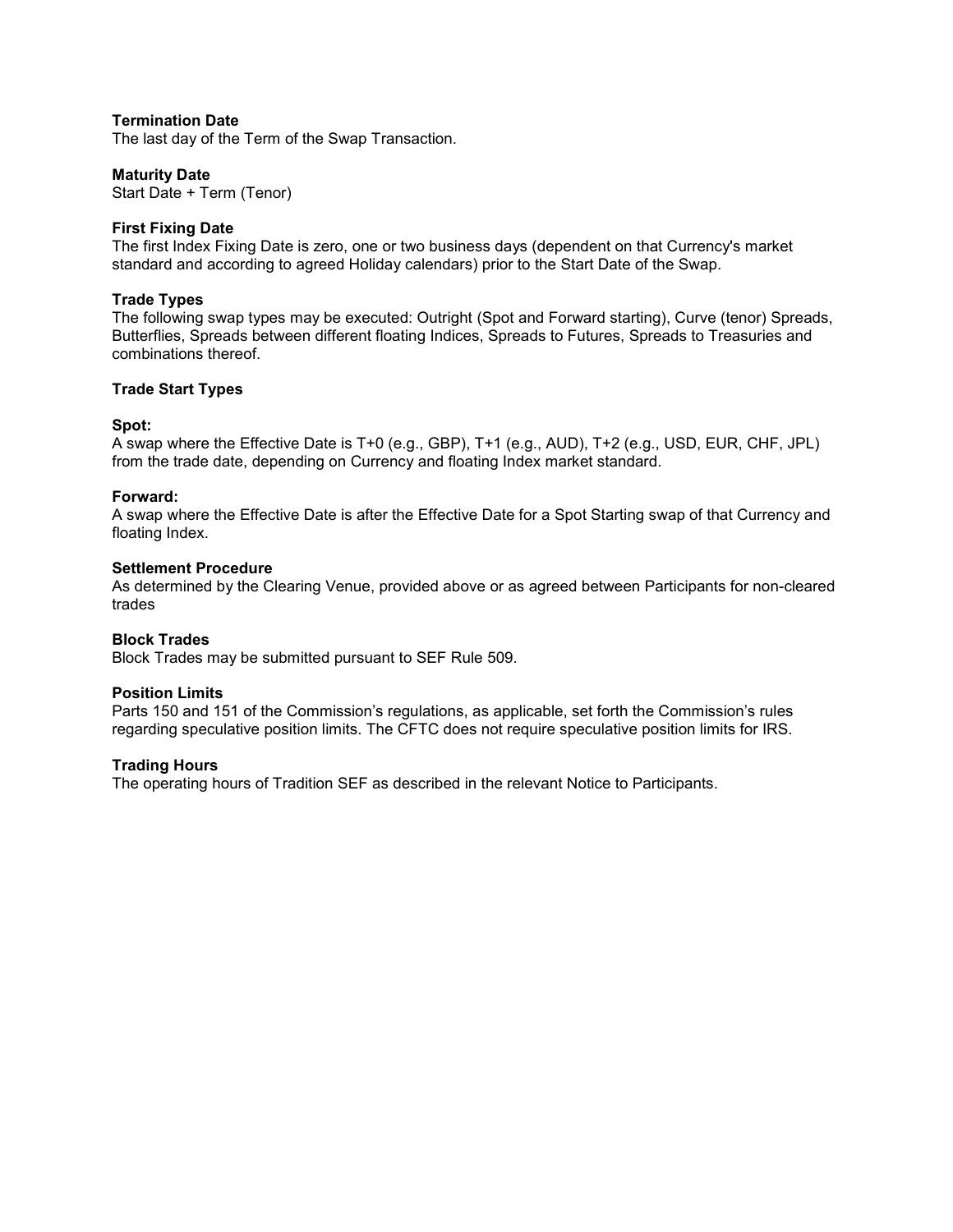**Termination Date**
The last day of the Term of the Swap Transaction.

**Maturity Date**
Start Date + Term (Tenor)

**First Fixing Date**
The first Index Fixing Date is zero, one or two business days (dependent on that Currency's market standard and according to agreed Holiday calendars) prior to the Start Date of the Swap.

**Trade Types**
The following swap types may be executed: Outright (Spot and Forward starting), Curve (tenor) Spreads, Butterflies, Spreads between different floating Indices, Spreads to Futures, Spreads to Treasuries and combinations thereof.

**Trade Start Types**

**Spot:**
A swap where the Effective Date is T+0 (e.g., GBP), T+1 (e.g., AUD), T+2 (e.g., USD, EUR, CHF, JPL) from the trade date, depending on Currency and floating Index market standard.

**Forward:**
A swap where the Effective Date is after the Effective Date for a Spot Starting swap of that Currency and floating Index.

**Settlement Procedure**
As determined by the Clearing Venue, provided above or as agreed between Participants for non-cleared trades

**Block Trades**
Block Trades may be submitted pursuant to SEF Rule 509.

**Position Limits**
Parts 150 and 151 of the Commission's regulations, as applicable, set forth the Commission's rules regarding speculative position limits. The CFTC does not require speculative position limits for IRS.

**Trading Hours**
The operating hours of Tradition SEF as described in the relevant Notice to Participants.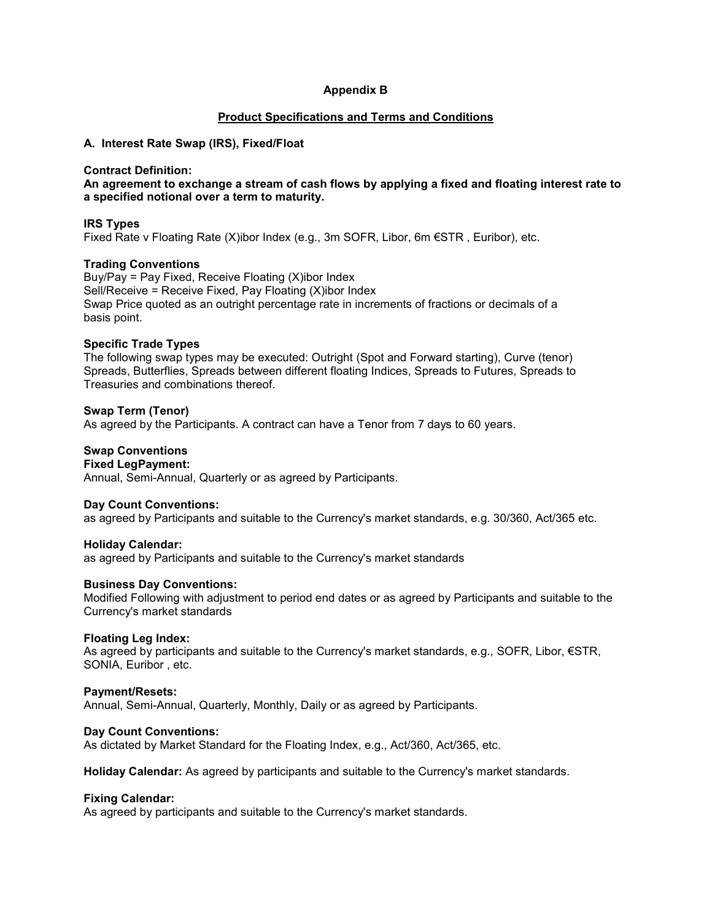# Appendix B

## Product Specifications and Terms and Conditions

### A. Interest Rate Swap (IRS), Fixed/Float

**Contract Definition:**
**An agreement to exchange a stream of cash flows by applying a fixed and floating interest rate to a specified notional over a term to maturity.**

**IRS Types**
Fixed Rate v Floating Rate (X)ibor Index (e.g., 3m SOFR, Libor, 6m €STR , Euribor), etc.

**Trading Conventions**
Buy/Pay = Pay Fixed, Receive Floating (X)ibor Index
Sell/Receive = Receive Fixed, Pay Floating (X)ibor Index
Swap Price quoted as an outright percentage rate in increments of fractions or decimals of a basis point.

**Specific Trade Types**
The following swap types may be executed: Outright (Spot and Forward starting), Curve (tenor) Spreads, Butterflies, Spreads between different floating Indices, Spreads to Futures, Spreads to Treasuries and combinations thereof.

**Swap Term (Tenor)**
As agreed by the Participants. A contract can have a Tenor from 7 days to 60 years.

**Swap Conventions**
**Fixed LegPayment:**
Annual, Semi-Annual, Quarterly or as agreed by Participants.

**Day Count Conventions:**
as agreed by Participants and suitable to the Currency's market standards, e.g. 30/360, Act/365 etc.

**Holiday Calendar:**
as agreed by Participants and suitable to the Currency's market standards

**Business Day Conventions:**
Modified Following with adjustment to period end dates or as agreed by Participants and suitable to the Currency's market standards

**Floating Leg Index:**
As agreed by participants and suitable to the Currency's market standards, e.g., SOFR, Libor, €STR, SONIA, Euribor , etc.

**Payment/Resets:**
Annual, Semi-Annual, Quarterly, Monthly, Daily or as agreed by Participants.

**Day Count Conventions:**
As dictated by Market Standard for the Floating Index, e.g., Act/360, Act/365, etc.

**Holiday Calendar:** As agreed by participants and suitable to the Currency's market standards.

**Fixing Calendar:**
As agreed by participants and suitable to the Currency's market standards.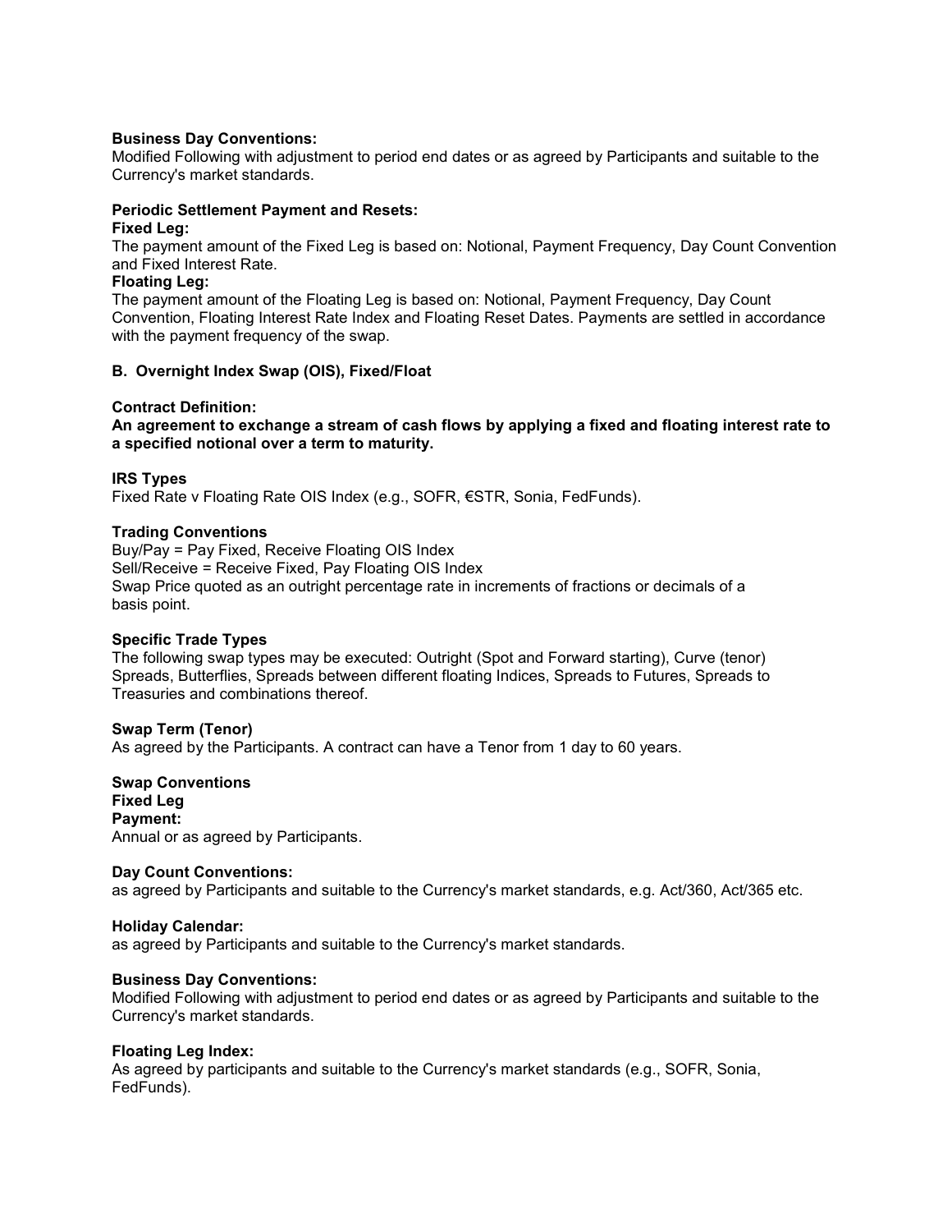**Business Day Conventions:**
Modified Following with adjustment to period end dates or as agreed by Participants and suitable to the Currency's market standards.

**Periodic Settlement Payment and Resets:**
**Fixed Leg:**
The payment amount of the Fixed Leg is based on: Notional, Payment Frequency, Day Count Convention and Fixed Interest Rate.
**Floating Leg:**
The payment amount of the Floating Leg is based on: Notional, Payment Frequency, Day Count Convention, Floating Interest Rate Index and Floating Reset Dates. Payments are settled in accordance with the payment frequency of the swap.

### B. Overnight Index Swap (OIS), Fixed/Float

**Contract Definition:**
**An agreement to exchange a stream of cash flows by applying a fixed and floating interest rate to a specified notional over a term to maturity.**

**IRS Types**
Fixed Rate v Floating Rate OIS Index (e.g., SOFR, €STR, Sonia, FedFunds).

**Trading Conventions**
Buy/Pay = Pay Fixed, Receive Floating OIS Index
Sell/Receive = Receive Fixed, Pay Floating OIS Index
Swap Price quoted as an outright percentage rate in increments of fractions or decimals of a basis point.

**Specific Trade Types**
The following swap types may be executed: Outright (Spot and Forward starting), Curve (tenor) Spreads, Butterflies, Spreads between different floating Indices, Spreads to Futures, Spreads to Treasuries and combinations thereof.

**Swap Term (Tenor)**
As agreed by the Participants. A contract can have a Tenor from 1 day to 60 years.

**Swap Conventions**
**Fixed Leg**
**Payment:**
Annual or as agreed by Participants.

**Day Count Conventions:**
as agreed by Participants and suitable to the Currency's market standards, e.g. Act/360, Act/365 etc.

**Holiday Calendar:**
as agreed by Participants and suitable to the Currency's market standards.

**Business Day Conventions:**
Modified Following with adjustment to period end dates or as agreed by Participants and suitable to the Currency's market standards.

**Floating Leg Index:**
As agreed by participants and suitable to the Currency's market standards (e.g., SOFR, Sonia, FedFunds).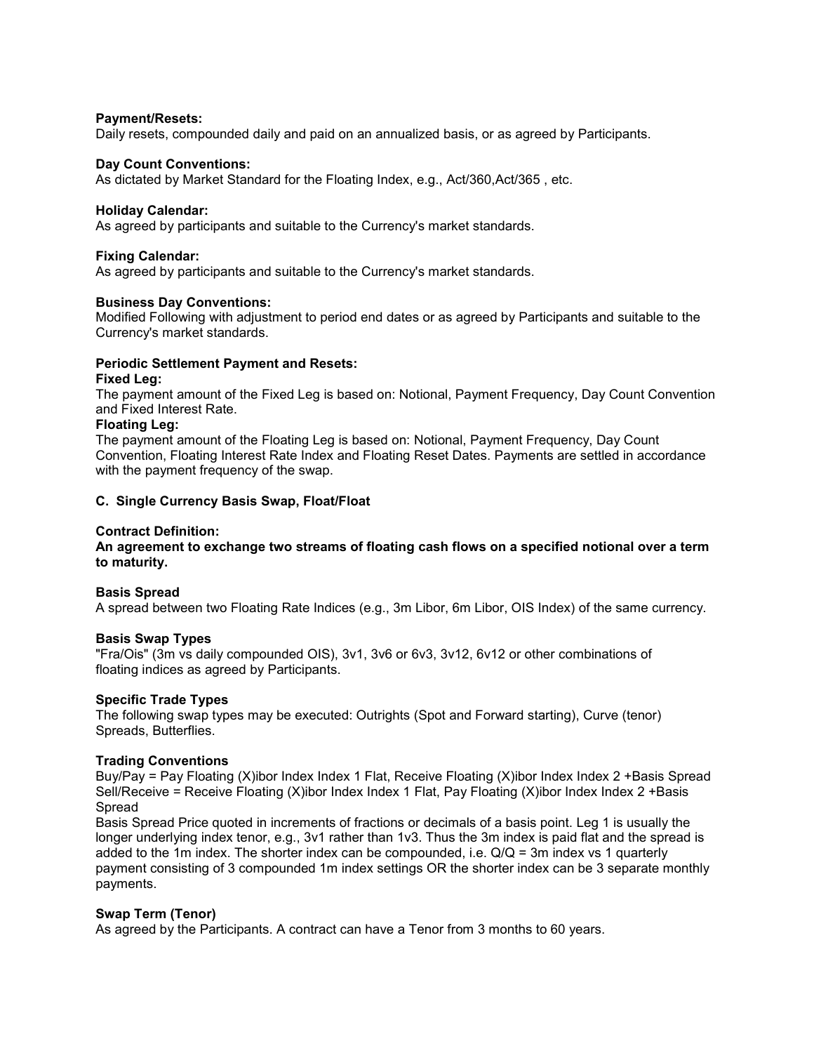**Payment/Resets:**
Daily resets, compounded daily and paid on an annualized basis, or as agreed by Participants.

**Day Count Conventions:**
As dictated by Market Standard for the Floating Index, e.g., Act/360,Act/365 , etc.

**Holiday Calendar:**
As agreed by participants and suitable to the Currency's market standards.

**Fixing Calendar:**
As agreed by participants and suitable to the Currency's market standards.

**Business Day Conventions:**
Modified Following with adjustment to period end dates or as agreed by Participants and suitable to the Currency's market standards.

**Periodic Settlement Payment and Resets:**

**Fixed Leg:**
The payment amount of the Fixed Leg is based on: Notional, Payment Frequency, Day Count Convention and Fixed Interest Rate.

**Floating Leg:**
The payment amount of the Floating Leg is based on: Notional, Payment Frequency, Day Count Convention, Floating Interest Rate Index and Floating Reset Dates. Payments are settled in accordance with the payment frequency of the swap.

### C. Single Currency Basis Swap, Float/Float

**Contract Definition:**

**An agreement to exchange two streams of floating cash flows on a specified notional over a term to maturity.**

**Basis Spread**
A spread between two Floating Rate Indices (e.g., 3m Libor, 6m Libor, OIS Index) of the same currency.

**Basis Swap Types**
"Fra/Ois" (3m vs daily compounded OIS), 3v1, 3v6 or 6v3, 3v12, 6v12 or other combinations of floating indices as agreed by Participants.

**Specific Trade Types**
The following swap types may be executed: Outrights (Spot and Forward starting), Curve (tenor) Spreads, Butterflies.

**Trading Conventions**
Buy/Pay = Pay Floating (X)ibor Index Index 1 Flat, Receive Floating (X)ibor Index Index 2 +Basis Spread
Sell/Receive = Receive Floating (X)ibor Index Index 1 Flat, Pay Floating (X)ibor Index Index 2 +Basis Spread
Basis Spread Price quoted in increments of fractions or decimals of a basis point. Leg 1 is usually the longer underlying index tenor, e.g., 3v1 rather than 1v3. Thus the 3m index is paid flat and the spread is added to the 1m index. The shorter index can be compounded, i.e. Q/Q = 3m index vs 1 quarterly payment consisting of 3 compounded 1m index settings OR the shorter index can be 3 separate monthly payments.

**Swap Term (Tenor)**
As agreed by the Participants. A contract can have a Tenor from 3 months to 60 years.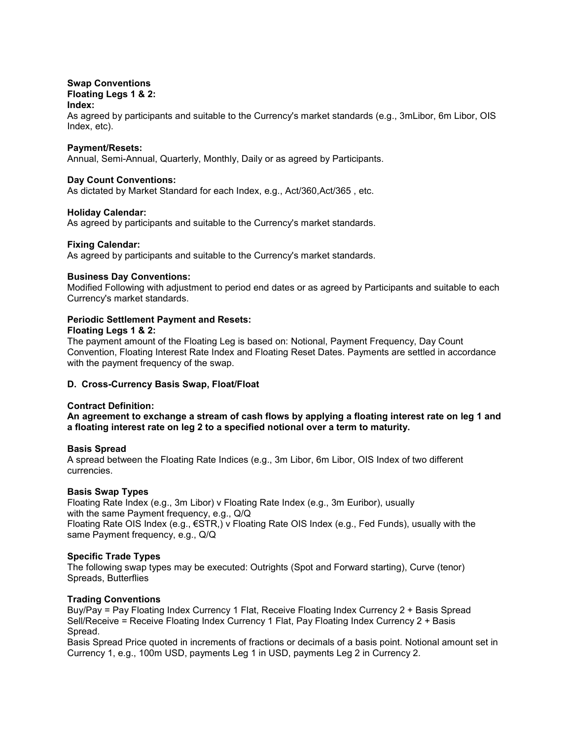**Swap Conventions**

**Floating Legs 1 & 2:**

**Index:**

As agreed by participants and suitable to the Currency's market standards (e.g., 3mLibor, 6m Libor, OIS Index, etc).

**Payment/Resets:**

Annual, Semi-Annual, Quarterly, Monthly, Daily or as agreed by Participants.

**Day Count Conventions:**

As dictated by Market Standard for each Index, e.g., Act/360,Act/365 , etc.

**Holiday Calendar:**

As agreed by participants and suitable to the Currency's market standards.

**Fixing Calendar:**

As agreed by participants and suitable to the Currency's market standards.

**Business Day Conventions:**

Modified Following with adjustment to period end dates or as agreed by Participants and suitable to each Currency's market standards.

**Periodic Settlement Payment and Resets:**

**Floating Legs 1 & 2:**

The payment amount of the Floating Leg is based on: Notional, Payment Frequency, Day Count Convention, Floating Interest Rate Index and Floating Reset Dates. Payments are settled in accordance with the payment frequency of the swap.

**D. Cross-Currency Basis Swap, Float/Float**

**Contract Definition:**

**An agreement to exchange a stream of cash flows by applying a floating interest rate on leg 1 and a floating interest rate on leg 2 to a specified notional over a term to maturity.**

**Basis Spread**

A spread between the Floating Rate Indices (e.g., 3m Libor, 6m Libor, OIS Index of two different currencies.

**Basis Swap Types**

Floating Rate Index (e.g., 3m Libor) v Floating Rate Index (e.g., 3m Euribor), usually with the same Payment frequency, e.g., Q/Q

Floating Rate OIS Index (e.g., €STR,) v Floating Rate OIS Index (e.g., Fed Funds), usually with the same Payment frequency, e.g., Q/Q

**Specific Trade Types**

The following swap types may be executed: Outrights (Spot and Forward starting), Curve (tenor) Spreads, Butterflies

**Trading Conventions**

Buy/Pay = Pay Floating Index Currency 1 Flat, Receive Floating Index Currency 2 + Basis Spread

Sell/Receive = Receive Floating Index Currency 1 Flat, Pay Floating Index Currency 2 + Basis Spread.

Basis Spread Price quoted in increments of fractions or decimals of a basis point. Notional amount set in Currency 1, e.g., 100m USD, payments Leg 1 in USD, payments Leg 2 in Currency 2.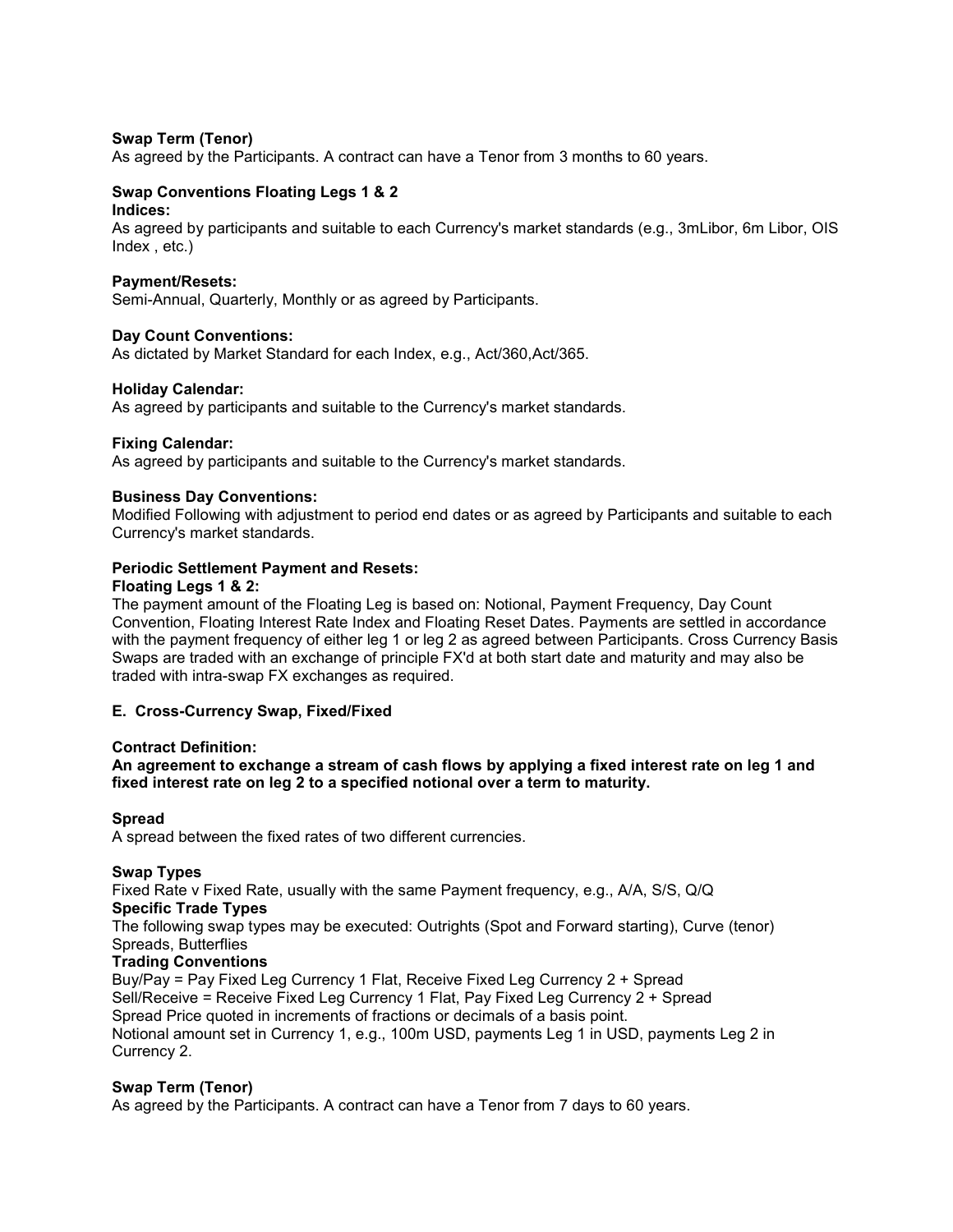**Swap Term (Tenor)**
As agreed by the Participants. A contract can have a Tenor from 3 months to 60 years.

**Swap Conventions Floating Legs 1 & 2**
**Indices:**
As agreed by participants and suitable to each Currency's market standards (e.g., 3mLibor, 6m Libor, OIS Index , etc.)

**Payment/Resets:**
Semi-Annual, Quarterly, Monthly or as agreed by Participants.

**Day Count Conventions:**
As dictated by Market Standard for each Index, e.g., Act/360,Act/365.

**Holiday Calendar:**
As agreed by participants and suitable to the Currency's market standards.

**Fixing Calendar:**
As agreed by participants and suitable to the Currency's market standards.

**Business Day Conventions:**
Modified Following with adjustment to period end dates or as agreed by Participants and suitable to each Currency's market standards.

**Periodic Settlement Payment and Resets:**
**Floating Legs 1 & 2:**
The payment amount of the Floating Leg is based on: Notional, Payment Frequency, Day Count Convention, Floating Interest Rate Index and Floating Reset Dates. Payments are settled in accordance with the payment frequency of either leg 1 or leg 2 as agreed between Participants. Cross Currency Basis Swaps are traded with an exchange of principle FX'd at both start date and maturity and may also be traded with intra-swap FX exchanges as required.

**E. Cross-Currency Swap, Fixed/Fixed**

**Contract Definition:**
**An agreement to exchange a stream of cash flows by applying a fixed interest rate on leg 1 and fixed interest rate on leg 2 to a specified notional over a term to maturity.**

**Spread**
A spread between the fixed rates of two different currencies.

**Swap Types**
Fixed Rate v Fixed Rate, usually with the same Payment frequency, e.g., A/A, S/S, Q/Q
**Specific Trade Types**
The following swap types may be executed: Outrights (Spot and Forward starting), Curve (tenor) Spreads, Butterflies
**Trading Conventions**
Buy/Pay = Pay Fixed Leg Currency 1 Flat, Receive Fixed Leg Currency 2 + Spread
Sell/Receive = Receive Fixed Leg Currency 1 Flat, Pay Fixed Leg Currency 2 + Spread
Spread Price quoted in increments of fractions or decimals of a basis point.
Notional amount set in Currency 1, e.g., 100m USD, payments Leg 1 in USD, payments Leg 2 in Currency 2.

**Swap Term (Tenor)**
As agreed by the Participants. A contract can have a Tenor from 7 days to 60 years.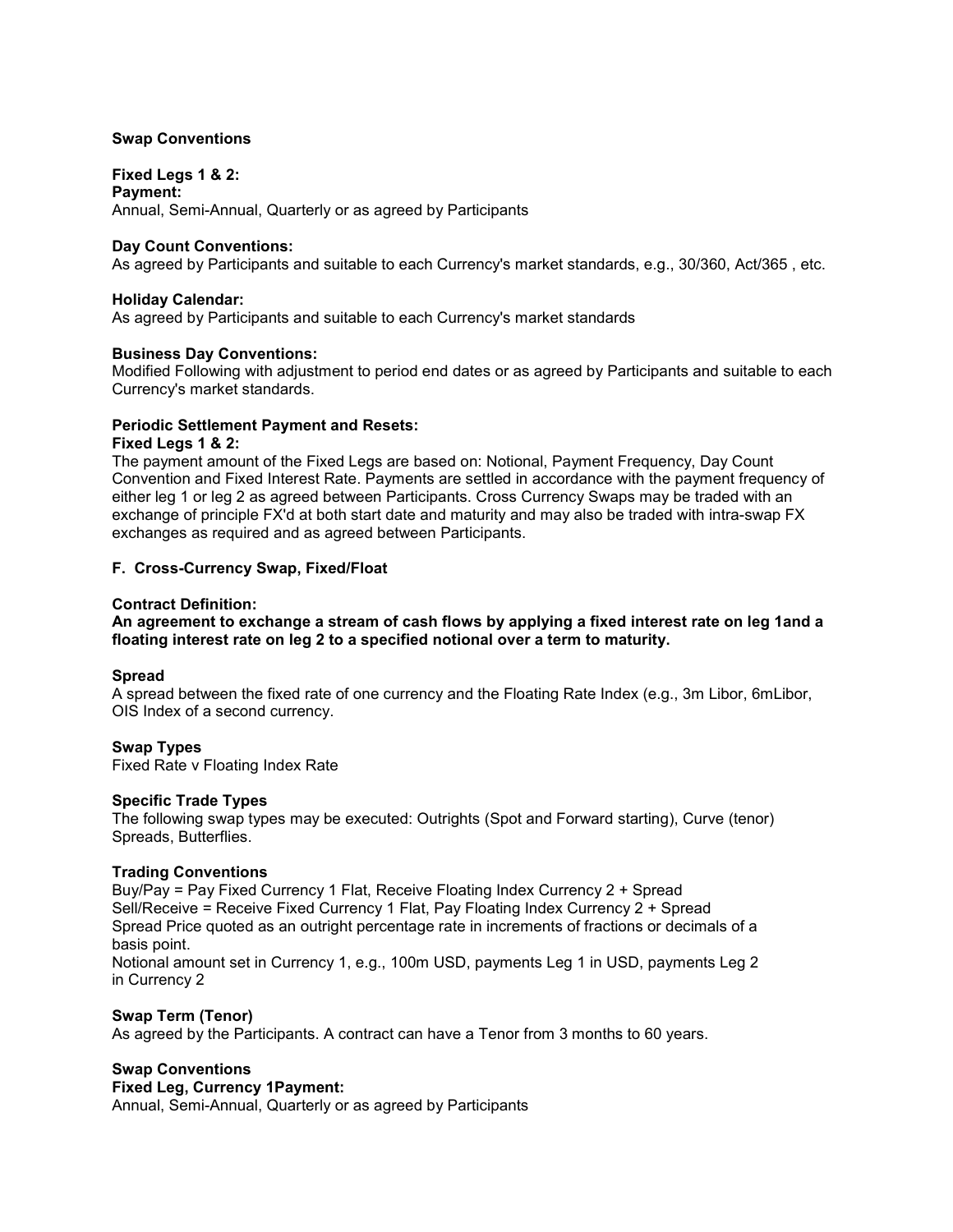**Swap Conventions**

**Fixed Legs 1 & 2:**
**Payment:**
Annual, Semi-Annual, Quarterly or as agreed by Participants

**Day Count Conventions:**
As agreed by Participants and suitable to each Currency's market standards, e.g., 30/360, Act/365 , etc.

**Holiday Calendar:**
As agreed by Participants and suitable to each Currency's market standards

**Business Day Conventions:**
Modified Following with adjustment to period end dates or as agreed by Participants and suitable to each Currency's market standards.

**Periodic Settlement Payment and Resets:**
**Fixed Legs 1 & 2:**
The payment amount of the Fixed Legs are based on: Notional, Payment Frequency, Day Count Convention and Fixed Interest Rate. Payments are settled in accordance with the payment frequency of either leg 1 or leg 2 as agreed between Participants. Cross Currency Swaps may be traded with an exchange of principle FX'd at both start date and maturity and may also be traded with intra-swap FX exchanges as required and as agreed between Participants.

## F. Cross-Currency Swap, Fixed/Float

**Contract Definition:**
**An agreement to exchange a stream of cash flows by applying a fixed interest rate on leg 1and a floating interest rate on leg 2 to a specified notional over a term to maturity.**

**Spread**
A spread between the fixed rate of one currency and the Floating Rate Index (e.g., 3m Libor, 6mLibor, OIS Index of a second currency.

**Swap Types**
Fixed Rate v Floating Index Rate

**Specific Trade Types**
The following swap types may be executed: Outrights (Spot and Forward starting), Curve (tenor) Spreads, Butterflies.

**Trading Conventions**
Buy/Pay = Pay Fixed Currency 1 Flat, Receive Floating Index Currency 2 + Spread
Sell/Receive = Receive Fixed Currency 1 Flat, Pay Floating Index Currency 2 + Spread
Spread Price quoted as an outright percentage rate in increments of fractions or decimals of a basis point.
Notional amount set in Currency 1, e.g., 100m USD, payments Leg 1 in USD, payments Leg 2 in Currency 2

**Swap Term (Tenor)**
As agreed by the Participants. A contract can have a Tenor from 3 months to 60 years.

**Swap Conventions**
**Fixed Leg, Currency 1Payment:**
Annual, Semi-Annual, Quarterly or as agreed by Participants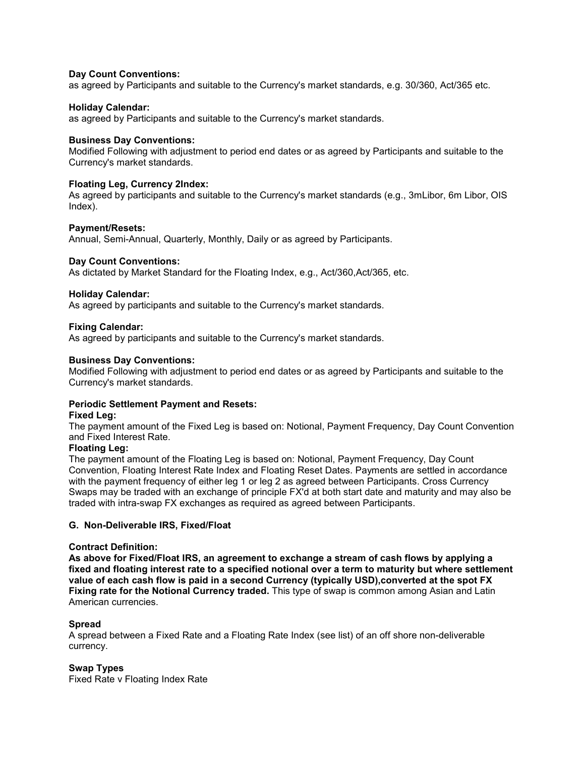**Day Count Conventions:**
as agreed by Participants and suitable to the Currency's market standards, e.g. 30/360, Act/365 etc.

**Holiday Calendar:**
as agreed by Participants and suitable to the Currency's market standards.

**Business Day Conventions:**
Modified Following with adjustment to period end dates or as agreed by Participants and suitable to the Currency's market standards.

**Floating Leg, Currency 2Index:**
As agreed by participants and suitable to the Currency's market standards (e.g., 3mLibor, 6m Libor, OIS Index).

**Payment/Resets:**
Annual, Semi-Annual, Quarterly, Monthly, Daily or as agreed by Participants.

**Day Count Conventions:**
As dictated by Market Standard for the Floating Index, e.g., Act/360,Act/365, etc.

**Holiday Calendar:**
As agreed by participants and suitable to the Currency's market standards.

**Fixing Calendar:**
As agreed by participants and suitable to the Currency's market standards.

**Business Day Conventions:**
Modified Following with adjustment to period end dates or as agreed by Participants and suitable to the Currency's market standards.

**Periodic Settlement Payment and Resets:**

**Fixed Leg:**
The payment amount of the Fixed Leg is based on: Notional, Payment Frequency, Day Count Convention and Fixed Interest Rate.

**Floating Leg:**
The payment amount of the Floating Leg is based on: Notional, Payment Frequency, Day Count Convention, Floating Interest Rate Index and Floating Reset Dates. Payments are settled in accordance with the payment frequency of either leg 1 or leg 2 as agreed between Participants. Cross Currency Swaps may be traded with an exchange of principle FX'd at both start date and maturity and may also be traded with intra-swap FX exchanges as required as agreed between Participants.

### G. Non-Deliverable IRS, Fixed/Float

**Contract Definition:**
**As above for Fixed/Float IRS, an agreement to exchange a stream of cash flows by applying a fixed and floating interest rate to a specified notional over a term to maturity but where settlement value of each cash flow is paid in a second Currency (typically USD),converted at the spot FX Fixing rate for the Notional Currency traded.** This type of swap is common among Asian and Latin American currencies.

**Spread**
A spread between a Fixed Rate and a Floating Rate Index (see list) of an off shore non-deliverable currency.

**Swap Types**
Fixed Rate v Floating Index Rate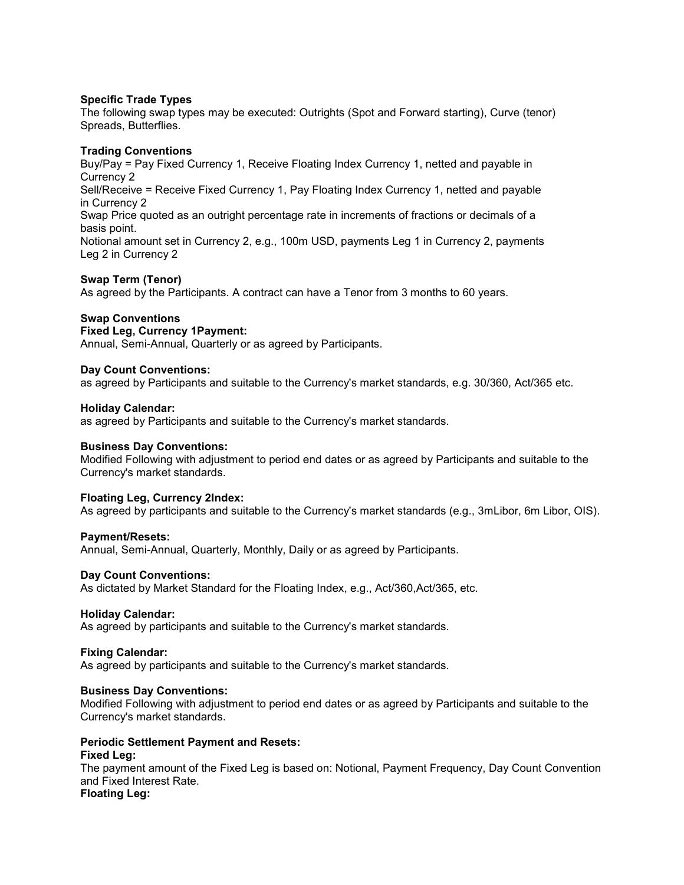**Specific Trade Types**
The following swap types may be executed: Outrights (Spot and Forward starting), Curve (tenor) Spreads, Butterflies.

**Trading Conventions**
Buy/Pay = Pay Fixed Currency 1, Receive Floating Index Currency 1, netted and payable in Currency 2
Sell/Receive = Receive Fixed Currency 1, Pay Floating Index Currency 1, netted and payable in Currency 2
Swap Price quoted as an outright percentage rate in increments of fractions or decimals of a basis point.
Notional amount set in Currency 2, e.g., 100m USD, payments Leg 1 in Currency 2, payments Leg 2 in Currency 2

**Swap Term (Tenor)**
As agreed by the Participants. A contract can have a Tenor from 3 months to 60 years.

**Swap Conventions**
**Fixed Leg, Currency 1Payment:**
Annual, Semi-Annual, Quarterly or as agreed by Participants.

**Day Count Conventions:**
as agreed by Participants and suitable to the Currency's market standards, e.g. 30/360, Act/365 etc.

**Holiday Calendar:**
as agreed by Participants and suitable to the Currency's market standards.

**Business Day Conventions:**
Modified Following with adjustment to period end dates or as agreed by Participants and suitable to the Currency's market standards.

**Floating Leg, Currency 2Index:**
As agreed by participants and suitable to the Currency's market standards (e.g., 3mLibor, 6m Libor, OIS).

**Payment/Resets:**
Annual, Semi-Annual, Quarterly, Monthly, Daily or as agreed by Participants.

**Day Count Conventions:**
As dictated by Market Standard for the Floating Index, e.g., Act/360,Act/365, etc.

**Holiday Calendar:**
As agreed by participants and suitable to the Currency's market standards.

**Fixing Calendar:**
As agreed by participants and suitable to the Currency's market standards.

**Business Day Conventions:**
Modified Following with adjustment to period end dates or as agreed by Participants and suitable to the Currency's market standards.

**Periodic Settlement Payment and Resets:**
**Fixed Leg:**
The payment amount of the Fixed Leg is based on: Notional, Payment Frequency, Day Count Convention and Fixed Interest Rate.
**Floating Leg:**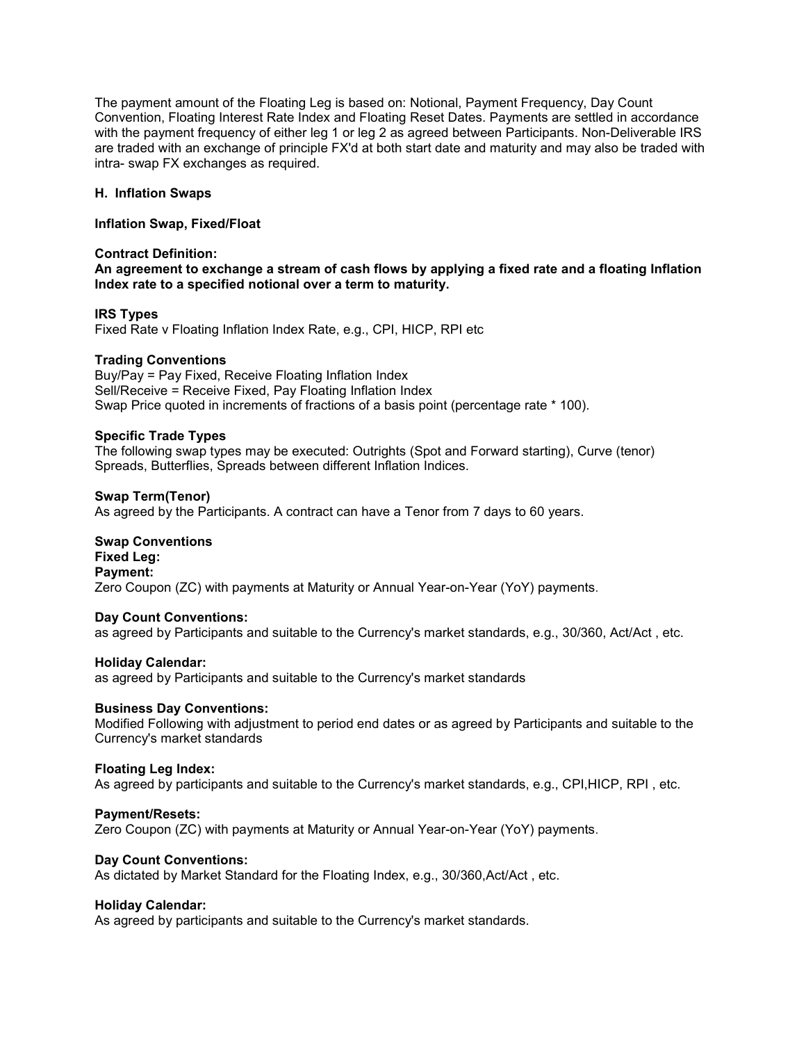The payment amount of the Floating Leg is based on: Notional, Payment Frequency, Day Count Convention, Floating Interest Rate Index and Floating Reset Dates. Payments are settled in accordance with the payment frequency of either leg 1 or leg 2 as agreed between Participants. Non-Deliverable IRS are traded with an exchange of principle FX'd at both start date and maturity and may also be traded with intra- swap FX exchanges as required.

## H. Inflation Swaps

### Inflation Swap, Fixed/Float

**Contract Definition:**
**An agreement to exchange a stream of cash flows by applying a fixed rate and a floating Inflation Index rate to a specified notional over a term to maturity.**

**IRS Types**
Fixed Rate v Floating Inflation Index Rate, e.g., CPI, HICP, RPI etc

**Trading Conventions**
Buy/Pay = Pay Fixed, Receive Floating Inflation Index
Sell/Receive = Receive Fixed, Pay Floating Inflation Index
Swap Price quoted in increments of fractions of a basis point (percentage rate * 100).

**Specific Trade Types**
The following swap types may be executed: Outrights (Spot and Forward starting), Curve (tenor) Spreads, Butterflies, Spreads between different Inflation Indices.

**Swap Term(Tenor)**
As agreed by the Participants. A contract can have a Tenor from 7 days to 60 years.

**Swap Conventions**
**Fixed Leg:**
**Payment:**
Zero Coupon (ZC) with payments at Maturity or Annual Year-on-Year (YoY) payments.

**Day Count Conventions:**
as agreed by Participants and suitable to the Currency's market standards, e.g., 30/360, Act/Act , etc.

**Holiday Calendar:**
as agreed by Participants and suitable to the Currency's market standards

**Business Day Conventions:**
Modified Following with adjustment to period end dates or as agreed by Participants and suitable to the Currency's market standards

**Floating Leg Index:**
As agreed by participants and suitable to the Currency's market standards, e.g., CPI,HICP, RPI , etc.

**Payment/Resets:**
Zero Coupon (ZC) with payments at Maturity or Annual Year-on-Year (YoY) payments.

**Day Count Conventions:**
As dictated by Market Standard for the Floating Index, e.g., 30/360,Act/Act , etc.

**Holiday Calendar:**
As agreed by participants and suitable to the Currency's market standards.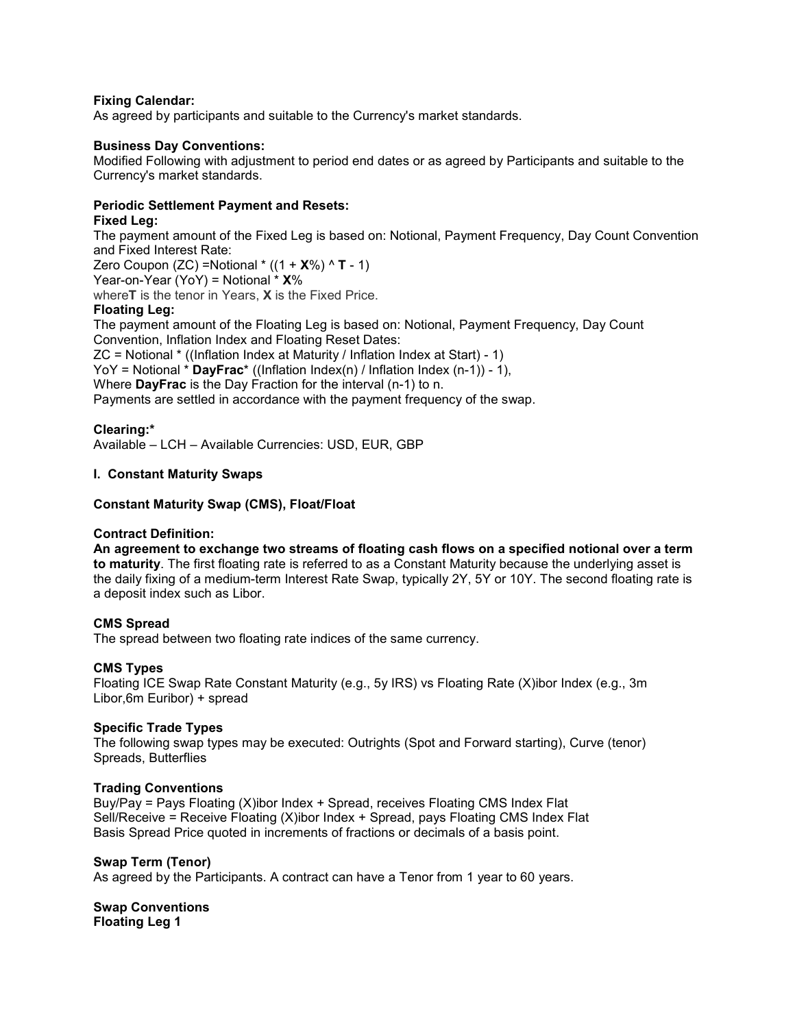**Fixing Calendar:**
As agreed by participants and suitable to the Currency's market standards.

**Business Day Conventions:**
Modified Following with adjustment to period end dates or as agreed by Participants and suitable to the Currency's market standards.

**Periodic Settlement Payment and Resets:**
**Fixed Leg:**
The payment amount of the Fixed Leg is based on: Notional, Payment Frequency, Day Count Convention and Fixed Interest Rate:
Zero Coupon (ZC) =Notional * ((1 + **X**%) ^ **T** - 1)
Year-on-Year (YoY) = Notional * **X**%
where**T** is the tenor in Years, **X** is the Fixed Price.
**Floating Leg:**
The payment amount of the Floating Leg is based on: Notional, Payment Frequency, Day Count Convention, Inflation Index and Floating Reset Dates:
ZC = Notional * ((Inflation Index at Maturity / Inflation Index at Start) - 1)
YoY = Notional * **DayFrac*** ((Inflation Index(n) / Inflation Index (n-1)) - 1),
Where **DayFrac** is the Day Fraction for the interval (n-1) to n.
Payments are settled in accordance with the payment frequency of the swap.

**Clearing:***
Available – LCH – Available Currencies: USD, EUR, GBP

**I. Constant Maturity Swaps**

**Constant Maturity Swap (CMS), Float/Float**

**Contract Definition:**
**An agreement to exchange two streams of floating cash flows on a specified notional over a term to maturity**. The first floating rate is referred to as a Constant Maturity because the underlying asset is the daily fixing of a medium-term Interest Rate Swap, typically 2Y, 5Y or 10Y. The second floating rate is a deposit index such as Libor.

**CMS Spread**
The spread between two floating rate indices of the same currency.

**CMS Types**
Floating ICE Swap Rate Constant Maturity (e.g., 5y IRS) vs Floating Rate (X)ibor Index (e.g., 3m Libor,6m Euribor) + spread

**Specific Trade Types**
The following swap types may be executed: Outrights (Spot and Forward starting), Curve (tenor) Spreads, Butterflies

**Trading Conventions**
Buy/Pay = Pays Floating (X)ibor Index + Spread, receives Floating CMS Index Flat
Sell/Receive = Receive Floating (X)ibor Index + Spread, pays Floating CMS Index Flat
Basis Spread Price quoted in increments of fractions or decimals of a basis point.

**Swap Term (Tenor)**
As agreed by the Participants. A contract can have a Tenor from 1 year to 60 years.

**Swap Conventions**
**Floating Leg 1**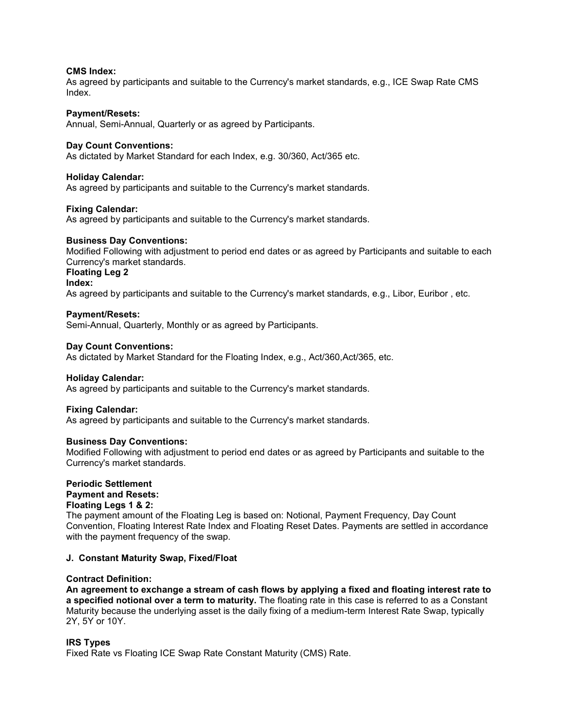**CMS Index:**
As agreed by participants and suitable to the Currency's market standards, e.g., ICE Swap Rate CMS Index.

**Payment/Resets:**
Annual, Semi-Annual, Quarterly or as agreed by Participants.

**Day Count Conventions:**
As dictated by Market Standard for each Index, e.g. 30/360, Act/365 etc.

**Holiday Calendar:**
As agreed by participants and suitable to the Currency's market standards.

**Fixing Calendar:**
As agreed by participants and suitable to the Currency's market standards.

**Business Day Conventions:**
Modified Following with adjustment to period end dates or as agreed by Participants and suitable to each Currency's market standards.

**Floating Leg 2**

**Index:**
As agreed by participants and suitable to the Currency's market standards, e.g., Libor, Euribor , etc.

**Payment/Resets:**
Semi-Annual, Quarterly, Monthly or as agreed by Participants.

**Day Count Conventions:**
As dictated by Market Standard for the Floating Index, e.g., Act/360,Act/365, etc.

**Holiday Calendar:**
As agreed by participants and suitable to the Currency's market standards.

**Fixing Calendar:**
As agreed by participants and suitable to the Currency's market standards.

**Business Day Conventions:**
Modified Following with adjustment to period end dates or as agreed by Participants and suitable to the Currency's market standards.

**Periodic Settlement**
**Payment and Resets:**
**Floating Legs 1 & 2:**
The payment amount of the Floating Leg is based on: Notional, Payment Frequency, Day Count Convention, Floating Interest Rate Index and Floating Reset Dates. Payments are settled in accordance with the payment frequency of the swap.

**J. Constant Maturity Swap, Fixed/Float**

**Contract Definition:**
**An agreement to exchange a stream of cash flows by applying a fixed and floating interest rate to a specified notional over a term to maturity.** The floating rate in this case is referred to as a Constant Maturity because the underlying asset is the daily fixing of a medium-term Interest Rate Swap, typically 2Y, 5Y or 10Y.

**IRS Types**
Fixed Rate vs Floating ICE Swap Rate Constant Maturity (CMS) Rate.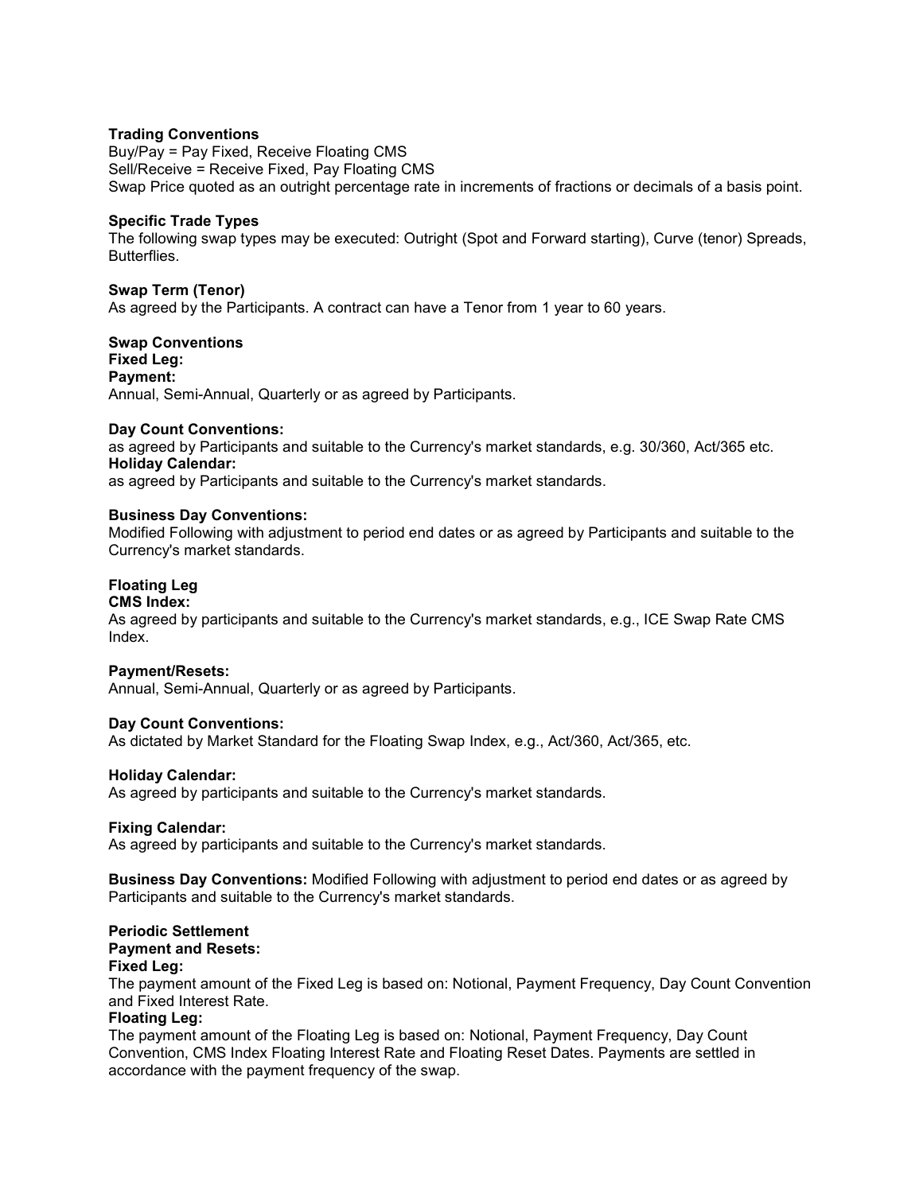**Trading Conventions**
Buy/Pay = Pay Fixed, Receive Floating CMS
Sell/Receive = Receive Fixed, Pay Floating CMS
Swap Price quoted as an outright percentage rate in increments of fractions or decimals of a basis point.

**Specific Trade Types**
The following swap types may be executed: Outright (Spot and Forward starting), Curve (tenor) Spreads, Butterflies.

**Swap Term (Tenor)**
As agreed by the Participants. A contract can have a Tenor from 1 year to 60 years.

**Swap Conventions**
**Fixed Leg:**
**Payment:**
Annual, Semi-Annual, Quarterly or as agreed by Participants.

**Day Count Conventions:**
as agreed by Participants and suitable to the Currency's market standards, e.g. 30/360, Act/365 etc.
**Holiday Calendar:**
as agreed by Participants and suitable to the Currency's market standards.

**Business Day Conventions:**
Modified Following with adjustment to period end dates or as agreed by Participants and suitable to the Currency's market standards.

**Floating Leg**
**CMS Index:**
As agreed by participants and suitable to the Currency's market standards, e.g., ICE Swap Rate CMS Index.

**Payment/Resets:**
Annual, Semi-Annual, Quarterly or as agreed by Participants.

**Day Count Conventions:**
As dictated by Market Standard for the Floating Swap Index, e.g., Act/360, Act/365, etc.

**Holiday Calendar:**
As agreed by participants and suitable to the Currency's market standards.

**Fixing Calendar:**
As agreed by participants and suitable to the Currency's market standards.

**Business Day Conventions:** Modified Following with adjustment to period end dates or as agreed by Participants and suitable to the Currency's market standards.

**Periodic Settlement**
**Payment and Resets:**
**Fixed Leg:**
The payment amount of the Fixed Leg is based on: Notional, Payment Frequency, Day Count Convention and Fixed Interest Rate.
**Floating Leg:**
The payment amount of the Floating Leg is based on: Notional, Payment Frequency, Day Count Convention, CMS Index Floating Interest Rate and Floating Reset Dates. Payments are settled in accordance with the payment frequency of the swap.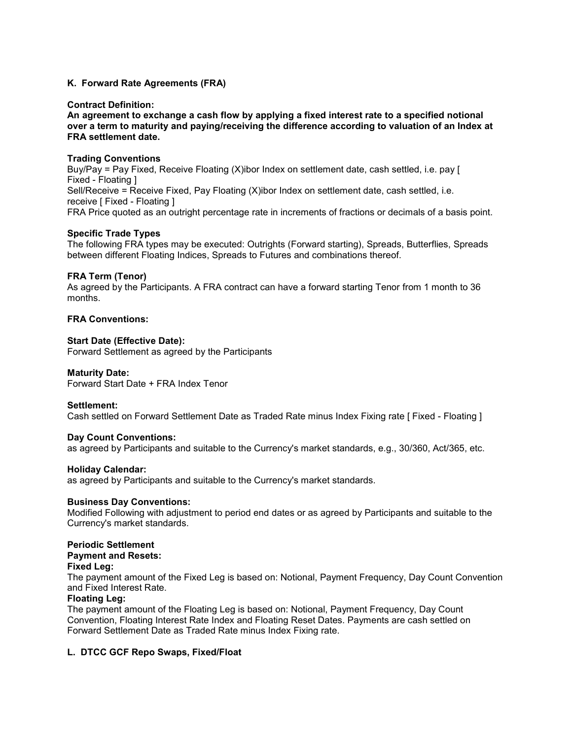### K. Forward Rate Agreements (FRA)

**Contract Definition:**
**An agreement to exchange a cash flow by applying a fixed interest rate to a specified notional over a term to maturity and paying/receiving the difference according to valuation of an Index at FRA settlement date.**

**Trading Conventions**
Buy/Pay = Pay Fixed, Receive Floating (X)ibor Index on settlement date, cash settled, i.e. pay [ Fixed - Floating ]
Sell/Receive = Receive Fixed, Pay Floating (X)ibor Index on settlement date, cash settled, i.e. receive [ Fixed - Floating ]
FRA Price quoted as an outright percentage rate in increments of fractions or decimals of a basis point.

**Specific Trade Types**
The following FRA types may be executed: Outrights (Forward starting), Spreads, Butterflies, Spreads between different Floating Indices, Spreads to Futures and combinations thereof.

**FRA Term (Tenor)**
As agreed by the Participants. A FRA contract can have a forward starting Tenor from 1 month to 36 months.

**FRA Conventions:**

**Start Date (Effective Date):**
Forward Settlement as agreed by the Participants

**Maturity Date:**
Forward Start Date + FRA Index Tenor

**Settlement:**
Cash settled on Forward Settlement Date as Traded Rate minus Index Fixing rate [ Fixed - Floating ]

**Day Count Conventions:**
as agreed by Participants and suitable to the Currency's market standards, e.g., 30/360, Act/365, etc.

**Holiday Calendar:**
as agreed by Participants and suitable to the Currency's market standards.

**Business Day Conventions:**
Modified Following with adjustment to period end dates or as agreed by Participants and suitable to the Currency's market standards.

**Periodic Settlement**
**Payment and Resets:**
**Fixed Leg:**
The payment amount of the Fixed Leg is based on: Notional, Payment Frequency, Day Count Convention and Fixed Interest Rate.
**Floating Leg:**
The payment amount of the Floating Leg is based on: Notional, Payment Frequency, Day Count Convention, Floating Interest Rate Index and Floating Reset Dates. Payments are cash settled on Forward Settlement Date as Traded Rate minus Index Fixing rate.

### L. DTCC GCF Repo Swaps, Fixed/Float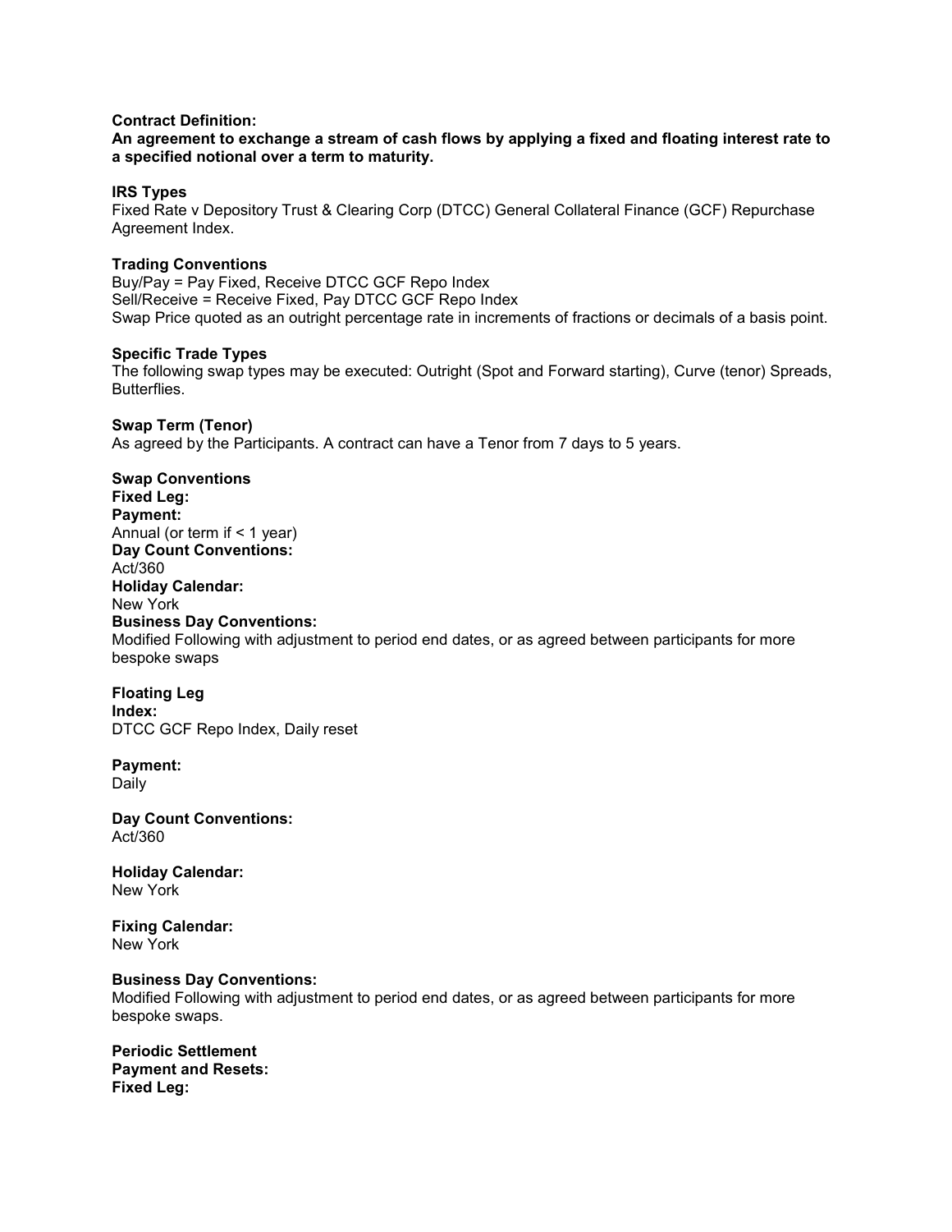**Contract Definition:**

**An agreement to exchange a stream of cash flows by applying a fixed and floating interest rate to a specified notional over a term to maturity.**

**IRS Types**

Fixed Rate v Depository Trust & Clearing Corp (DTCC) General Collateral Finance (GCF) Repurchase Agreement Index.

**Trading Conventions**

Buy/Pay = Pay Fixed, Receive DTCC GCF Repo Index
Sell/Receive = Receive Fixed, Pay DTCC GCF Repo Index
Swap Price quoted as an outright percentage rate in increments of fractions or decimals of a basis point.

**Specific Trade Types**

The following swap types may be executed: Outright (Spot and Forward starting), Curve (tenor) Spreads, Butterflies.

**Swap Term (Tenor)**

As agreed by the Participants. A contract can have a Tenor from 7 days to 5 years.

**Swap Conventions**
**Fixed Leg:**
**Payment:**
Annual (or term if < 1 year)
**Day Count Conventions:**
Act/360
**Holiday Calendar:**
New York
**Business Day Conventions:**
Modified Following with adjustment to period end dates, or as agreed between participants for more bespoke swaps

**Floating Leg**
**Index:**
DTCC GCF Repo Index, Daily reset

**Payment:**
Daily

**Day Count Conventions:**
Act/360

**Holiday Calendar:**
New York

**Fixing Calendar:**
New York

**Business Day Conventions:**
Modified Following with adjustment to period end dates, or as agreed between participants for more bespoke swaps.

**Periodic Settlement**
**Payment and Resets:**
**Fixed Leg:**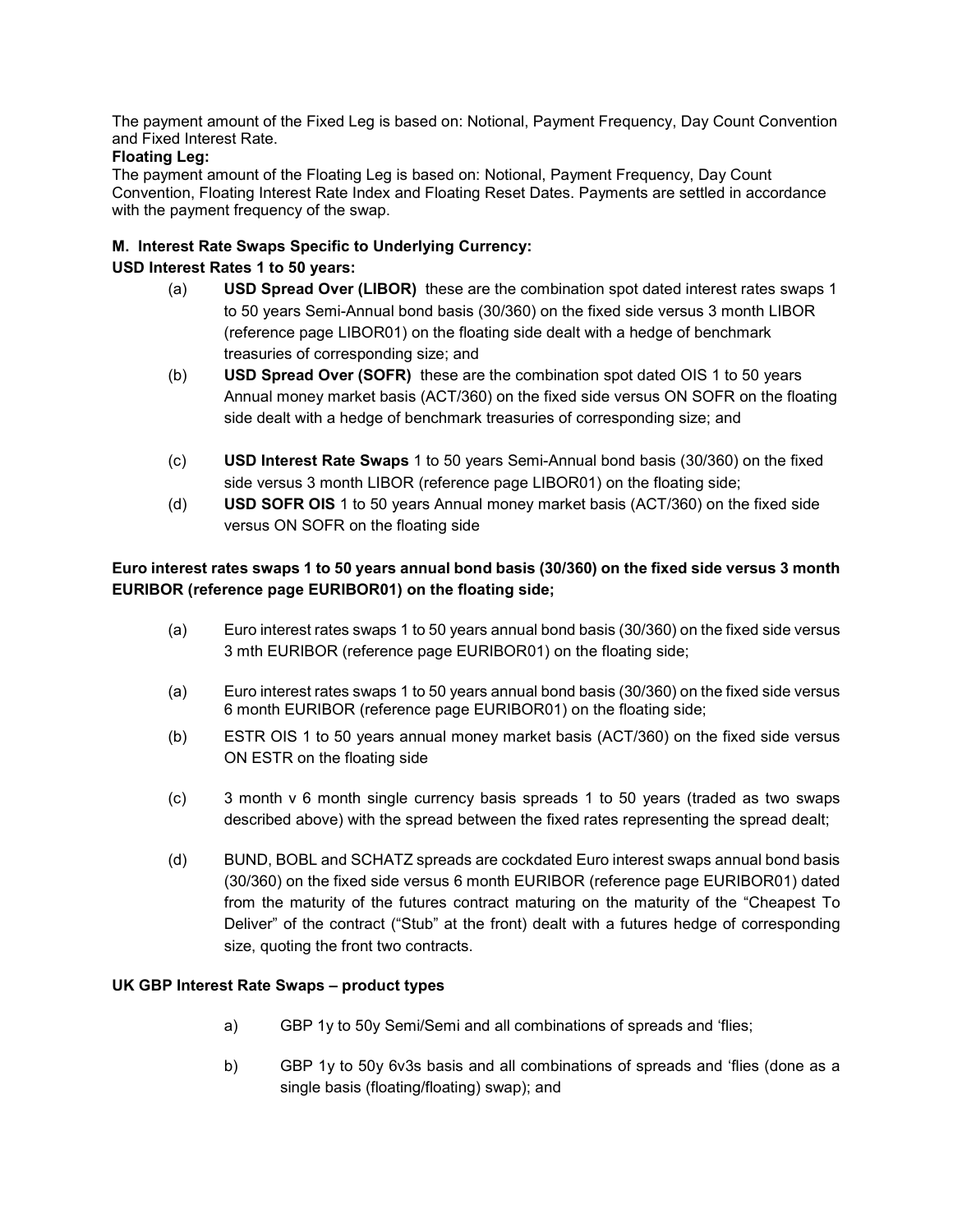The payment amount of the Fixed Leg is based on: Notional, Payment Frequency, Day Count Convention and Fixed Interest Rate.

**Floating Leg:**

The payment amount of the Floating Leg is based on: Notional, Payment Frequency, Day Count Convention, Floating Interest Rate Index and Floating Reset Dates. Payments are settled in accordance with the payment frequency of the swap.

**M. Interest Rate Swaps Specific to Underlying Currency:**

**USD Interest Rates 1 to 50 years:**

(a) **USD Spread Over (LIBOR)** these are the combination spot dated interest rates swaps 1 to 50 years Semi-Annual bond basis (30/360) on the fixed side versus 3 month LIBOR (reference page LIBOR01) on the floating side dealt with a hedge of benchmark treasuries of corresponding size; and

(b) **USD Spread Over (SOFR)** these are the combination spot dated OIS 1 to 50 years Annual money market basis (ACT/360) on the fixed side versus ON SOFR on the floating side dealt with a hedge of benchmark treasuries of corresponding size; and

(c) **USD Interest Rate Swaps** 1 to 50 years Semi-Annual bond basis (30/360) on the fixed side versus 3 month LIBOR (reference page LIBOR01) on the floating side;

(d) **USD SOFR OIS** 1 to 50 years Annual money market basis (ACT/360) on the fixed side versus ON SOFR on the floating side

**Euro interest rates swaps 1 to 50 years annual bond basis (30/360) on the fixed side versus 3 month EURIBOR (reference page EURIBOR01) on the floating side;**

(a) Euro interest rates swaps 1 to 50 years annual bond basis (30/360) on the fixed side versus 3 mth EURIBOR (reference page EURIBOR01) on the floating side;

(a) Euro interest rates swaps 1 to 50 years annual bond basis (30/360) on the fixed side versus 6 month EURIBOR (reference page EURIBOR01) on the floating side;

(b) ESTR OIS 1 to 50 years annual money market basis (ACT/360) on the fixed side versus ON ESTR on the floating side

(c) 3 month v 6 month single currency basis spreads 1 to 50 years (traded as two swaps described above) with the spread between the fixed rates representing the spread dealt;

(d) BUND, BOBL and SCHATZ spreads are cockdated Euro interest swaps annual bond basis (30/360) on the fixed side versus 6 month EURIBOR (reference page EURIBOR01) dated from the maturity of the futures contract maturing on the maturity of the "Cheapest To Deliver" of the contract ("Stub" at the front) dealt with a futures hedge of corresponding size, quoting the front two contracts.

**UK GBP Interest Rate Swaps – product types**

a) GBP 1y to 50y Semi/Semi and all combinations of spreads and 'flies;

b) GBP 1y to 50y 6v3s basis and all combinations of spreads and 'flies (done as a single basis (floating/floating) swap); and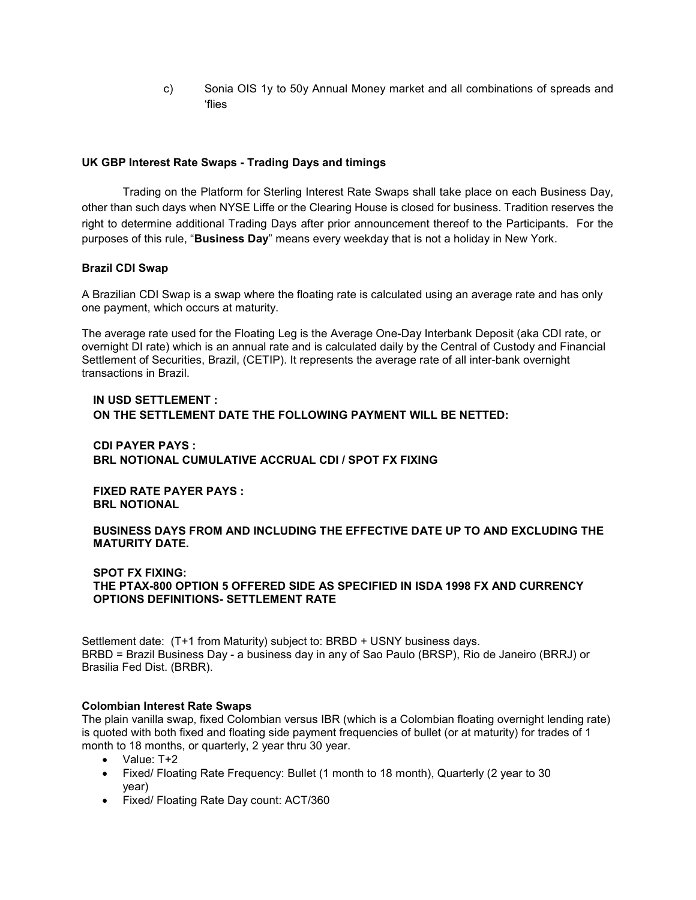c) Sonia OIS 1y to 50y Annual Money market and all combinations of spreads and 'flies

**UK GBP Interest Rate Swaps - Trading Days and timings**

Trading on the Platform for Sterling Interest Rate Swaps shall take place on each Business Day, other than such days when NYSE Liffe or the Clearing House is closed for business. Tradition reserves the right to determine additional Trading Days after prior announcement thereof to the Participants. For the purposes of this rule, "**Business Day**" means every weekday that is not a holiday in New York.

**Brazil CDI Swap**

A Brazilian CDI Swap is a swap where the floating rate is calculated using an average rate and has only one payment, which occurs at maturity.

The average rate used for the Floating Leg is the Average One-Day Interbank Deposit (aka CDI rate, or overnight DI rate) which is an annual rate and is calculated daily by the Central of Custody and Financial Settlement of Securities, Brazil, (CETIP). It represents the average rate of all inter-bank overnight transactions in Brazil.

**IN USD SETTLEMENT :**
**ON THE SETTLEMENT DATE THE FOLLOWING PAYMENT WILL BE NETTED:**

**CDI PAYER PAYS :**
**BRL NOTIONAL CUMULATIVE ACCRUAL CDI / SPOT FX FIXING**

**FIXED RATE PAYER PAYS :**
**BRL NOTIONAL**

**BUSINESS DAYS FROM AND INCLUDING THE EFFECTIVE DATE UP TO AND EXCLUDING THE MATURITY DATE.**

**SPOT FX FIXING:**
**THE PTAX-800 OPTION 5 OFFERED SIDE AS SPECIFIED IN ISDA 1998 FX AND CURRENCY OPTIONS DEFINITIONS- SETTLEMENT RATE**

Settlement date: (T+1 from Maturity) subject to: BRBD + USNY business days.
BRBD = Brazil Business Day - a business day in any of Sao Paulo (BRSP), Rio de Janeiro (BRRJ) or Brasilia Fed Dist. (BRBR).

**Colombian Interest Rate Swaps**

The plain vanilla swap, fixed Colombian versus IBR (which is a Colombian floating overnight lending rate) is quoted with both fixed and floating side payment frequencies of bullet (or at maturity) for trades of 1 month to 18 months, or quarterly, 2 year thru 30 year.

- Value: T+2
- Fixed/ Floating Rate Frequency: Bullet (1 month to 18 month), Quarterly (2 year to 30 year)
- Fixed/ Floating Rate Day count: ACT/360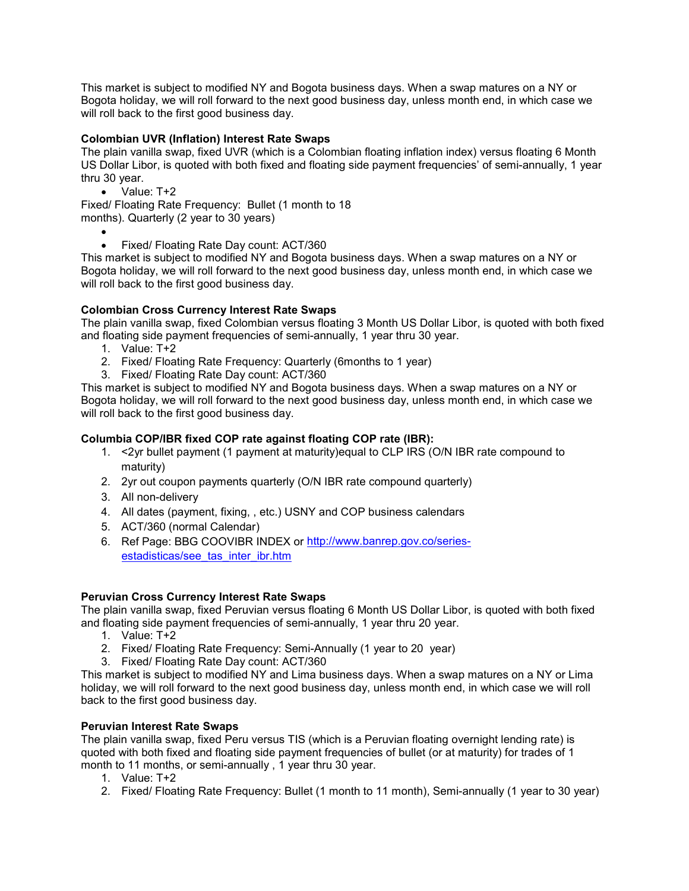This market is subject to modified NY and Bogota business days. When a swap matures on a NY or Bogota holiday, we will roll forward to the next good business day, unless month end, in which case we will roll back to the first good business day.

**Colombian UVR (Inflation) Interest Rate Swaps**

The plain vanilla swap, fixed UVR (which is a Colombian floating inflation index) versus floating 6 Month US Dollar Libor, is quoted with both fixed and floating side payment frequencies' of semi-annually, 1 year thru 30 year.

- Value: T+2

Fixed/ Floating Rate Frequency: Bullet (1 month to 18 months). Quarterly (2 year to 30 years)

- 
- Fixed/ Floating Rate Day count: ACT/360

This market is subject to modified NY and Bogota business days. When a swap matures on a NY or Bogota holiday, we will roll forward to the next good business day, unless month end, in which case we will roll back to the first good business day.

**Colombian Cross Currency Interest Rate Swaps**

The plain vanilla swap, fixed Colombian versus floating 3 Month US Dollar Libor, is quoted with both fixed and floating side payment frequencies of semi-annually, 1 year thru 30 year.

1. Value: T+2
2. Fixed/ Floating Rate Frequency: Quarterly (6months to 1 year)
3. Fixed/ Floating Rate Day count: ACT/360

This market is subject to modified NY and Bogota business days. When a swap matures on a NY or Bogota holiday, we will roll forward to the next good business day, unless month end, in which case we will roll back to the first good business day.

**Columbia COP/IBR fixed COP rate against floating COP rate (IBR):**

1. <2yr bullet payment (1 payment at maturity)equal to CLP IRS (O/N IBR rate compound to maturity)
2. 2yr out coupon payments quarterly (O/N IBR rate compound quarterly)
3. All non-delivery
4. All dates (payment, fixing, , etc.) USNY and COP business calendars
5. ACT/360 (normal Calendar)
6. Ref Page: BBG COOVIBR INDEX or [http://www.banrep.gov.co/series-estadisticas/see_tas_inter_ibr.htm](http://www.banrep.gov.co/series-estadisticas/see_tas_inter_ibr.htm)

**Peruvian Cross Currency Interest Rate Swaps**

The plain vanilla swap, fixed Peruvian versus floating 6 Month US Dollar Libor, is quoted with both fixed and floating side payment frequencies of semi-annually, 1 year thru 20 year.

1. Value: T+2
2. Fixed/ Floating Rate Frequency: Semi-Annually (1 year to 20 year)
3. Fixed/ Floating Rate Day count: ACT/360

This market is subject to modified NY and Lima business days. When a swap matures on a NY or Lima holiday, we will roll forward to the next good business day, unless month end, in which case we will roll back to the first good business day.

**Peruvian Interest Rate Swaps**

The plain vanilla swap, fixed Peru versus TIS (which is a Peruvian floating overnight lending rate) is quoted with both fixed and floating side payment frequencies of bullet (or at maturity) for trades of 1 month to 11 months, or semi-annually , 1 year thru 30 year.

1. Value: T+2
2. Fixed/ Floating Rate Frequency: Bullet (1 month to 11 month), Semi-annually (1 year to 30 year)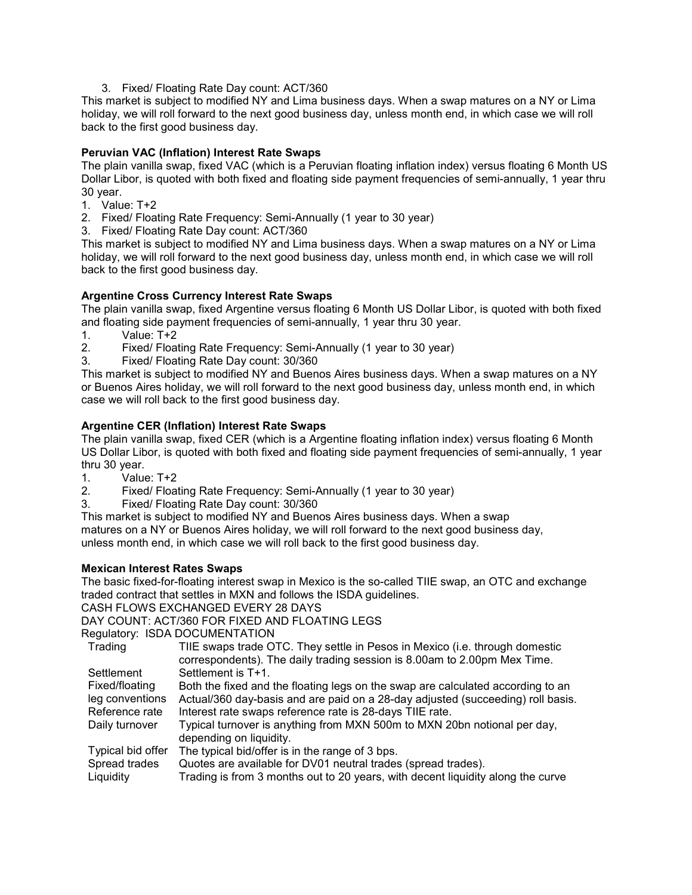3. Fixed/ Floating Rate Day count: ACT/360

This market is subject to modified NY and Lima business days. When a swap matures on a NY or Lima holiday, we will roll forward to the next good business day, unless month end, in which case we will roll back to the first good business day.

**Peruvian VAC (Inflation) Interest Rate Swaps**

The plain vanilla swap, fixed VAC (which is a Peruvian floating inflation index) versus floating 6 Month US Dollar Libor, is quoted with both fixed and floating side payment frequencies of semi-annually, 1 year thru 30 year.

1. Value: T+2
2. Fixed/ Floating Rate Frequency: Semi-Annually (1 year to 30 year)
3. Fixed/ Floating Rate Day count: ACT/360

This market is subject to modified NY and Lima business days. When a swap matures on a NY or Lima holiday, we will roll forward to the next good business day, unless month end, in which case we will roll back to the first good business day.

**Argentine Cross Currency Interest Rate Swaps**

The plain vanilla swap, fixed Argentine versus floating 6 Month US Dollar Libor, is quoted with both fixed and floating side payment frequencies of semi-annually, 1 year thru 30 year.

1. Value: T+2
2. Fixed/ Floating Rate Frequency: Semi-Annually (1 year to 30 year)
3. Fixed/ Floating Rate Day count: 30/360

This market is subject to modified NY and Buenos Aires business days. When a swap matures on a NY or Buenos Aires holiday, we will roll forward to the next good business day, unless month end, in which case we will roll back to the first good business day.

**Argentine CER (Inflation) Interest Rate Swaps**

The plain vanilla swap, fixed CER (which is a Argentine floating inflation index) versus floating 6 Month US Dollar Libor, is quoted with both fixed and floating side payment frequencies of semi-annually, 1 year thru 30 year.

1. Value: T+2
2. Fixed/ Floating Rate Frequency: Semi-Annually (1 year to 30 year)
3. Fixed/ Floating Rate Day count: 30/360

This market is subject to modified NY and Buenos Aires business days. When a swap matures on a NY or Buenos Aires holiday, we will roll forward to the next good business day, unless month end, in which case we will roll back to the first good business day.

**Mexican Interest Rates Swaps**

The basic fixed-for-floating interest swap in Mexico is the so-called TIIE swap, an OTC and exchange traded contract that settles in MXN and follows the ISDA guidelines.

CASH FLOWS EXCHANGED EVERY 28 DAYS

DAY COUNT: ACT/360 FOR FIXED AND FLOATING LEGS

Regulatory: ISDA DOCUMENTATION

| | |
|---|---|
| Trading | TIIE swaps trade OTC. They settle in Pesos in Mexico (i.e. through domestic correspondents). The daily trading session is 8.00am to 2.00pm Mex Time. |
| Settlement | Settlement is T+1. |
| Fixed/floating leg conventions | Both the fixed and the floating legs on the swap are calculated according to an Actual/360 day-basis and are paid on a 28-day adjusted (succeeding) roll basis. |
| Reference rate | Interest rate swaps reference rate is 28-days TIIE rate. |
| Daily turnover | Typical turnover is anything from MXN 500m to MXN 20bn notional per day, depending on liquidity. |
| Typical bid offer | The typical bid/offer is in the range of 3 bps. |
| Spread trades | Quotes are available for DV01 neutral trades (spread trades). |
| Liquidity | Trading is from 3 months out to 20 years, with decent liquidity along the curve |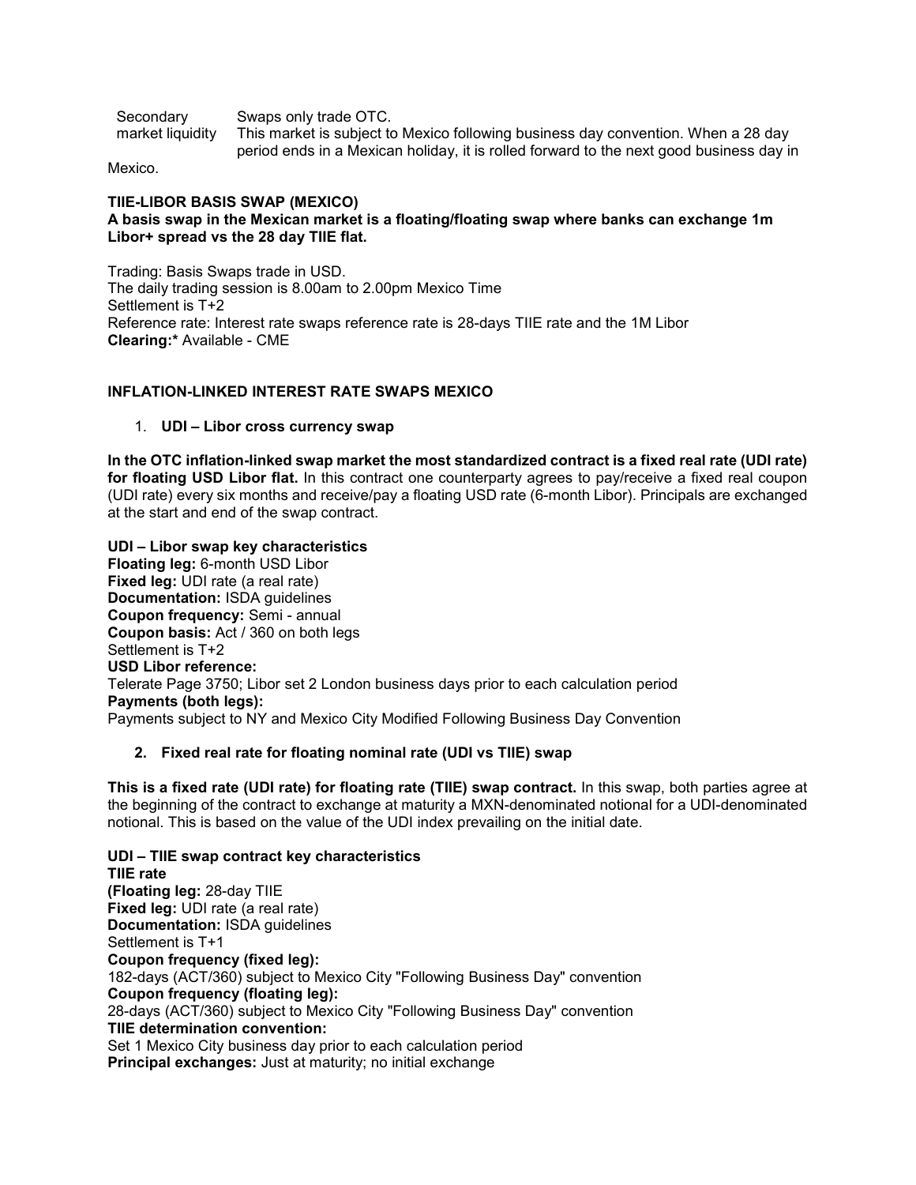| | |
|---|---|
| Secondary market liquidity | Swaps only trade OTC. This market is subject to Mexico following business day convention. When a 28 day period ends in a Mexican holiday, it is rolled forward to the next good business day in Mexico. |

**TIIE-LIBOR BASIS SWAP (MEXICO)**

**A basis swap in the Mexican market is a floating/floating swap where banks can exchange 1m Libor+ spread vs the 28 day TIIE flat.**

Trading: Basis Swaps trade in USD.
The daily trading session is 8.00am to 2.00pm Mexico Time
Settlement is T+2
Reference rate: Interest rate swaps reference rate is 28-days TIIE rate and the 1M Libor
**Clearing:*** Available - CME

**INFLATION-LINKED INTEREST RATE SWAPS MEXICO**

1. **UDI – Libor cross currency swap**

**In the OTC inflation-linked swap market the most standardized contract is a fixed real rate (UDI rate) for floating USD Libor flat.** In this contract one counterparty agrees to pay/receive a fixed real coupon (UDI rate) every six months and receive/pay a floating USD rate (6-month Libor). Principals are exchanged at the start and end of the swap contract.

**UDI – Libor swap key characteristics**
**Floating leg:** 6-month USD Libor
**Fixed leg:** UDI rate (a real rate)
**Documentation:** ISDA guidelines
**Coupon frequency:** Semi - annual
**Coupon basis:** Act / 360 on both legs
Settlement is T+2
**USD Libor reference:**
Telerate Page 3750; Libor set 2 London business days prior to each calculation period
**Payments (both legs):**
Payments subject to NY and Mexico City Modified Following Business Day Convention

2. **Fixed real rate for floating nominal rate (UDI vs TIIE) swap**

**This is a fixed rate (UDI rate) for floating rate (TIIE) swap contract.** In this swap, both parties agree at the beginning of the contract to exchange at maturity a MXN-denominated notional for a UDI-denominated notional. This is based on the value of the UDI index prevailing on the initial date.

**UDI – TIIE swap contract key characteristics**
**TIIE rate**
**(Floating leg:** 28-day TIIE
**Fixed leg:** UDI rate (a real rate)
**Documentation:** ISDA guidelines
Settlement is T+1
**Coupon frequency (fixed leg):**
182-days (ACT/360) subject to Mexico City "Following Business Day" convention
**Coupon frequency (floating leg):**
28-days (ACT/360) subject to Mexico City "Following Business Day" convention
**TIIE determination convention:**
Set 1 Mexico City business day prior to each calculation period
**Principal exchanges:** Just at maturity; no initial exchange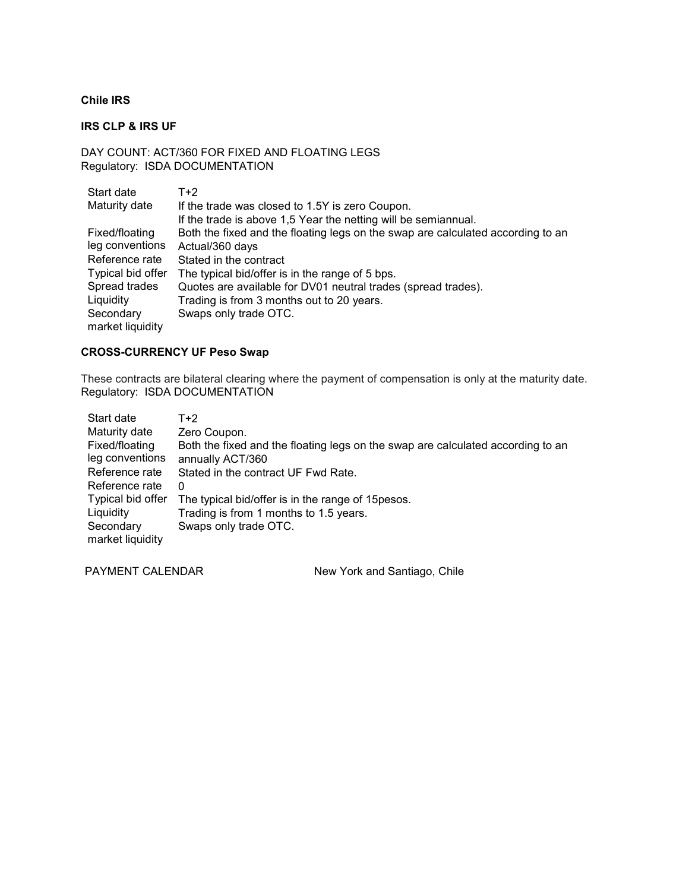**Chile IRS**

**IRS CLP & IRS UF**

DAY COUNT: ACT/360 FOR FIXED AND FLOATING LEGS
Regulatory: ISDA DOCUMENTATION

| | |
|---|---|
| Start date | T+2 |
| Maturity date | If the trade was closed to 1.5Y is zero Coupon.<br>If the trade is above 1,5 Year the netting will be semiannual. |
| Fixed/floating leg conventions | Both the fixed and the floating legs on the swap are calculated according to an Actual/360 days |
| Reference rate | Stated in the contract |
| Typical bid offer | The typical bid/offer is in the range of 5 bps. |
| Spread trades | Quotes are available for DV01 neutral trades (spread trades). |
| Liquidity | Trading is from 3 months out to 20 years. |
| Secondary market liquidity | Swaps only trade OTC. |

**CROSS-CURRENCY UF Peso Swap**

These contracts are bilateral clearing where the payment of compensation is only at the maturity date.
Regulatory: ISDA DOCUMENTATION

| | |
|---|---|
| Start date | T+2 |
| Maturity date | Zero Coupon. |
| Fixed/floating leg conventions | Both the fixed and the floating legs on the swap are calculated according to an annually ACT/360 |
| Reference rate | Stated in the contract UF Fwd Rate. |
| Reference rate | 0 |
| Typical bid offer | The typical bid/offer is in the range of 15pesos. |
| Liquidity | Trading is from 1 months to 1.5 years. |
| Secondary market liquidity | Swaps only trade OTC. |

| | |
|---|---|
| PAYMENT CALENDAR | New York and Santiago, Chile |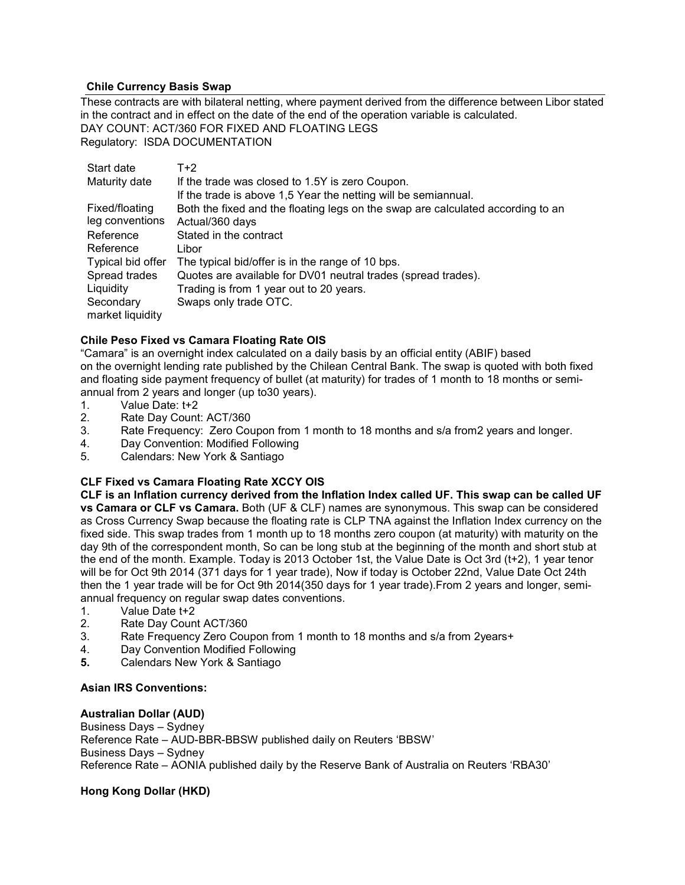### Chile Currency Basis Swap

These contracts are with bilateral netting, where payment derived from the difference between Libor stated in the contract and in effect on the date of the end of the operation variable is calculated.
DAY COUNT: ACT/360 FOR FIXED AND FLOATING LEGS
Regulatory: ISDA DOCUMENTATION

| | |
|---|---|
| Start date | T+2 |
| Maturity date | If the trade was closed to 1.5Y is zero Coupon.<br>If the trade is above 1,5 Year the netting will be semiannual. |
| Fixed/floating leg conventions | Both the fixed and the floating legs on the swap are calculated according to an Actual/360 days |
| Reference | Stated in the contract |
| Reference | Libor |
| Typical bid offer | The typical bid/offer is in the range of 10 bps. |
| Spread trades | Quotes are available for DV01 neutral trades (spread trades). |
| Liquidity | Trading is from 1 year out to 20 years. |
| Secondary market liquidity | Swaps only trade OTC. |

### Chile Peso Fixed vs Camara Floating Rate OIS

"Camara" is an overnight index calculated on a daily basis by an official entity (ABIF) based on the overnight lending rate published by the Chilean Central Bank. The swap is quoted with both fixed and floating side payment frequency of bullet (at maturity) for trades of 1 month to 18 months or semi-annual from 2 years and longer (up to30 years).

1. Value Date: t+2
2. Rate Day Count: ACT/360
3. Rate Frequency: Zero Coupon from 1 month to 18 months and s/a from2 years and longer.
4. Day Convention: Modified Following
5. Calendars: New York & Santiago

### CLF Fixed vs Camara Floating Rate XCCY OIS

**CLF is an Inflation currency derived from the Inflation Index called UF. This swap can be called UF vs Camara or CLF vs Camara.** Both (UF & CLF) names are synonymous. This swap can be considered as Cross Currency Swap because the floating rate is CLP TNA against the Inflation Index currency on the fixed side. This swap trades from 1 month up to 18 months zero coupon (at maturity) with maturity on the day 9th of the correspondent month, So can be long stub at the beginning of the month and short stub at the end of the month. Example. Today is 2013 October 1st, the Value Date is Oct 3rd (t+2), 1 year tenor will be for Oct 9th 2014 (371 days for 1 year trade), Now if today is October 22nd, Value Date Oct 24th then the 1 year trade will be for Oct 9th 2014(350 days for 1 year trade).From 2 years and longer, semi-annual frequency on regular swap dates conventions.

1. Value Date t+2
2. Rate Day Count ACT/360
3. Rate Frequency Zero Coupon from 1 month to 18 months and s/a from 2years+
4. Day Convention Modified Following
5. Calendars New York & Santiago

### Asian IRS Conventions:

### Australian Dollar (AUD)

Business Days – Sydney
Reference Rate – AUD-BBR-BBSW published daily on Reuters 'BBSW'
Business Days – Sydney
Reference Rate – AONIA published daily by the Reserve Bank of Australia on Reuters 'RBA30'

### Hong Kong Dollar (HKD)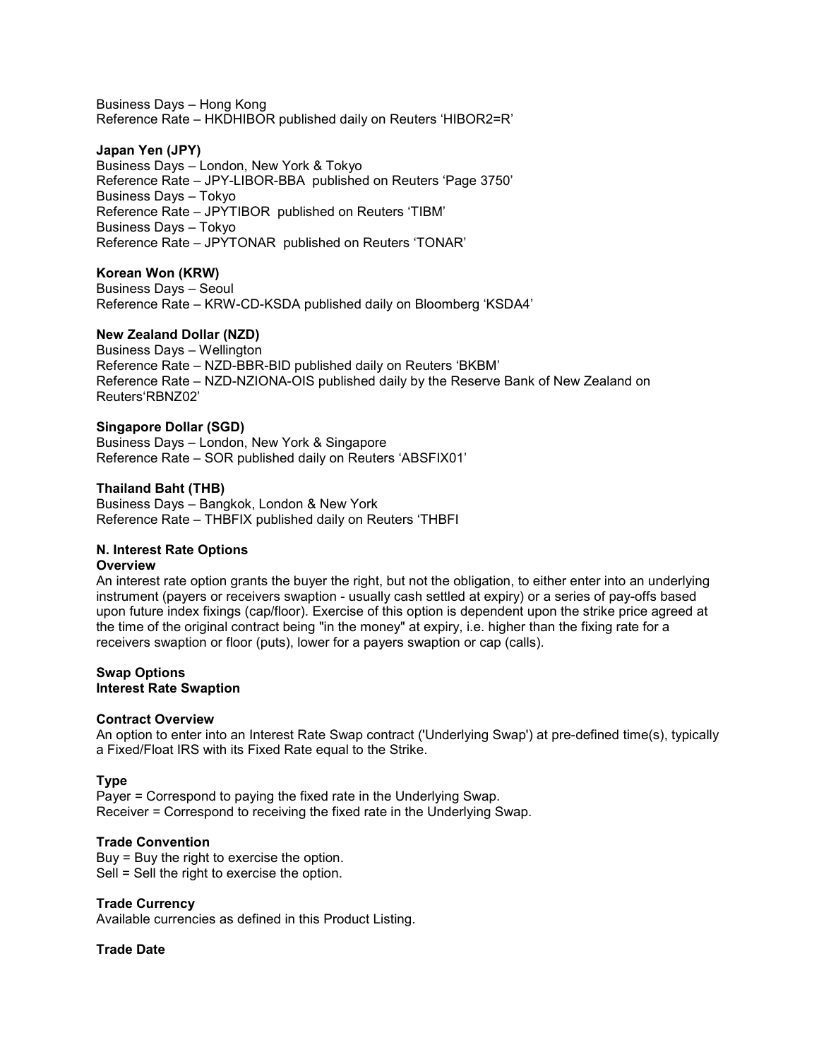Business Days – Hong Kong
Reference Rate – HKDHIBOR published daily on Reuters 'HIBOR2=R'

**Japan Yen (JPY)**
Business Days – London, New York & Tokyo
Reference Rate – JPY-LIBOR-BBA published on Reuters 'Page 3750'
Business Days – Tokyo
Reference Rate – JPYTIBOR published on Reuters 'TIBM'
Business Days – Tokyo
Reference Rate – JPYTONAR published on Reuters 'TONAR'

**Korean Won (KRW)**
Business Days – Seoul
Reference Rate – KRW-CD-KSDA published daily on Bloomberg 'KSDA4'

**New Zealand Dollar (NZD)**
Business Days – Wellington
Reference Rate – NZD-BBR-BID published daily on Reuters 'BKBM'
Reference Rate – NZD-NZIONA-OIS published daily by the Reserve Bank of New Zealand on Reuters'RBNZ02'

**Singapore Dollar (SGD)**
Business Days – London, New York & Singapore
Reference Rate – SOR published daily on Reuters 'ABSFIX01'

**Thailand Baht (THB)**
Business Days – Bangkok, London & New York
Reference Rate – THBFIX published daily on Reuters 'THBFI

## N. Interest Rate Options

**Overview**

An interest rate option grants the buyer the right, but not the obligation, to either enter into an underlying instrument (payers or receivers swaption - usually cash settled at expiry) or a series of pay-offs based upon future index fixings (cap/floor). Exercise of this option is dependent upon the strike price agreed at the time of the original contract being "in the money" at expiry, i.e. higher than the fixing rate for a receivers swaption or floor (puts), lower for a payers swaption or cap (calls).

### Swap Options

### Interest Rate Swaption

**Contract Overview**

An option to enter into an Interest Rate Swap contract ('Underlying Swap') at pre-defined time(s), typically a Fixed/Float IRS with its Fixed Rate equal to the Strike.

**Type**

Payer = Correspond to paying the fixed rate in the Underlying Swap.
Receiver = Correspond to receiving the fixed rate in the Underlying Swap.

**Trade Convention**

Buy = Buy the right to exercise the option.
Sell = Sell the right to exercise the option.

**Trade Currency**

Available currencies as defined in this Product Listing.

**Trade Date**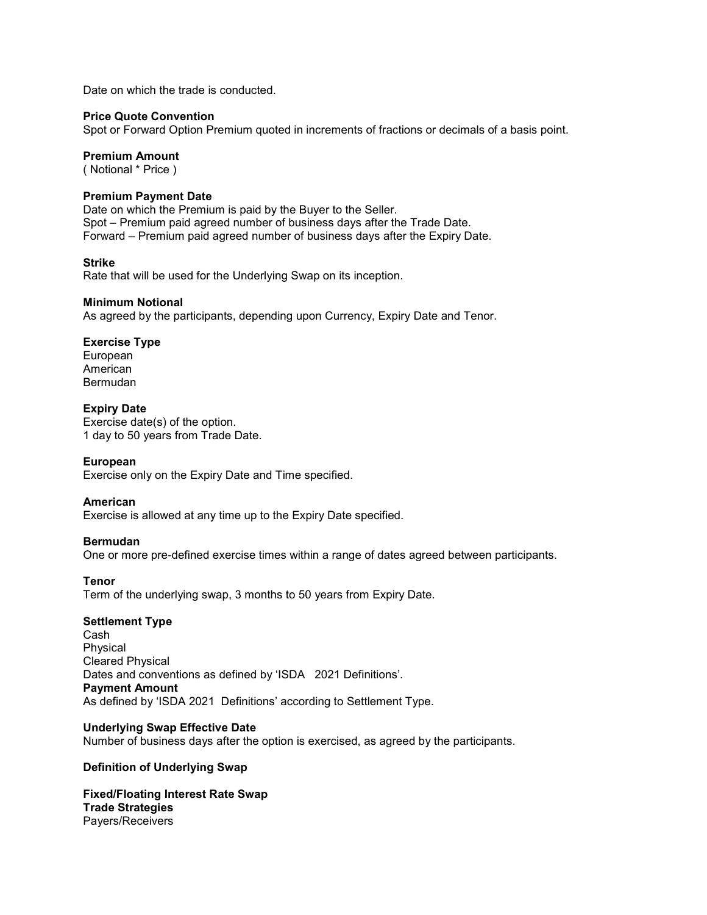Date on which the trade is conducted.

**Price Quote Convention**
Spot or Forward Option Premium quoted in increments of fractions or decimals of a basis point.

**Premium Amount**
( Notional * Price )

**Premium Payment Date**
Date on which the Premium is paid by the Buyer to the Seller.
Spot – Premium paid agreed number of business days after the Trade Date.
Forward – Premium paid agreed number of business days after the Expiry Date.

**Strike**
Rate that will be used for the Underlying Swap on its inception.

**Minimum Notional**
As agreed by the participants, depending upon Currency, Expiry Date and Tenor.

**Exercise Type**
European
American
Bermudan

**Expiry Date**
Exercise date(s) of the option.
1 day to 50 years from Trade Date.

**European**
Exercise only on the Expiry Date and Time specified.

**American**
Exercise is allowed at any time up to the Expiry Date specified.

**Bermudan**
One or more pre-defined exercise times within a range of dates agreed between participants.

**Tenor**
Term of the underlying swap, 3 months to 50 years from Expiry Date.

**Settlement Type**
Cash
Physical
Cleared Physical
Dates and conventions as defined by 'ISDA 2021 Definitions'.

**Payment Amount**
As defined by 'ISDA 2021 Definitions' according to Settlement Type.

**Underlying Swap Effective Date**
Number of business days after the option is exercised, as agreed by the participants.

**Definition of Underlying Swap**

**Fixed/Floating Interest Rate Swap**

**Trade Strategies**
Payers/Receivers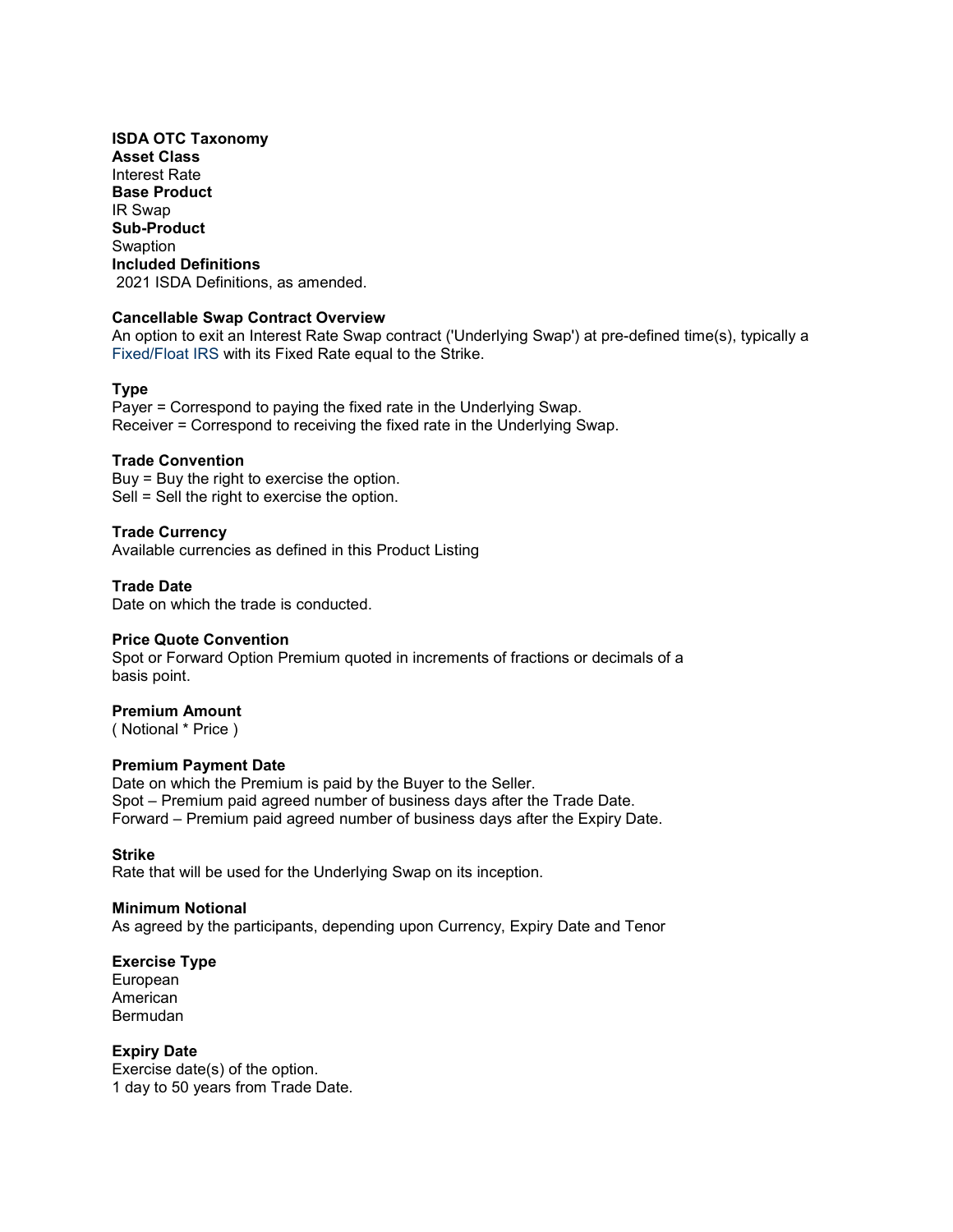**ISDA OTC Taxonomy**

**Asset Class**

Interest Rate

**Base Product**

IR Swap

**Sub-Product**

Swaption

**Included Definitions**

2021 ISDA Definitions, as amended.

**Cancellable Swap Contract Overview**

An option to exit an Interest Rate Swap contract ('Underlying Swap') at pre-defined time(s), typically a Fixed/Float IRS with its Fixed Rate equal to the Strike.

**Type**

Payer = Correspond to paying the fixed rate in the Underlying Swap.
Receiver = Correspond to receiving the fixed rate in the Underlying Swap.

**Trade Convention**

Buy = Buy the right to exercise the option.
Sell = Sell the right to exercise the option.

**Trade Currency**

Available currencies as defined in this Product Listing

**Trade Date**

Date on which the trade is conducted.

**Price Quote Convention**

Spot or Forward Option Premium quoted in increments of fractions or decimals of a basis point.

**Premium Amount**

( Notional * Price )

**Premium Payment Date**

Date on which the Premium is paid by the Buyer to the Seller.
Spot – Premium paid agreed number of business days after the Trade Date.
Forward – Premium paid agreed number of business days after the Expiry Date.

**Strike**

Rate that will be used for the Underlying Swap on its inception.

**Minimum Notional**

As agreed by the participants, depending upon Currency, Expiry Date and Tenor

**Exercise Type**

European
American
Bermudan

**Expiry Date**

Exercise date(s) of the option.
1 day to 50 years from Trade Date.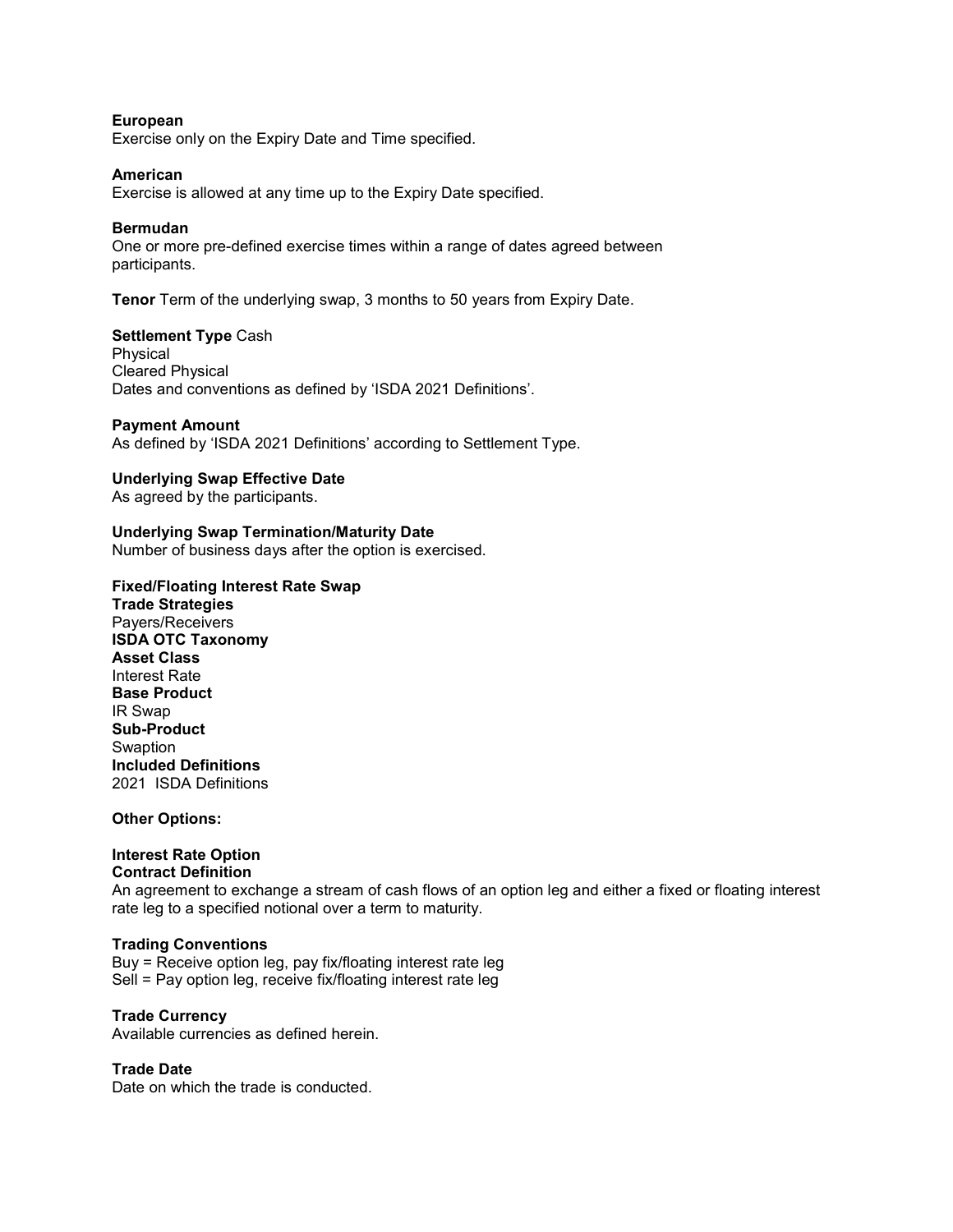**European**
Exercise only on the Expiry Date and Time specified.

**American**
Exercise is allowed at any time up to the Expiry Date specified.

**Bermudan**
One or more pre-defined exercise times within a range of dates agreed between participants.

**Tenor** Term of the underlying swap, 3 months to 50 years from Expiry Date.

**Settlement Type** Cash
Physical
Cleared Physical
Dates and conventions as defined by 'ISDA 2021 Definitions'.

**Payment Amount**
As defined by 'ISDA 2021 Definitions' according to Settlement Type.

**Underlying Swap Effective Date**
As agreed by the participants.

**Underlying Swap Termination/Maturity Date**
Number of business days after the option is exercised.

**Fixed/Floating Interest Rate Swap**
**Trade Strategies**
Payers/Receivers
**ISDA OTC Taxonomy**
**Asset Class**
Interest Rate
**Base Product**
IR Swap
**Sub-Product**
Swaption
**Included Definitions**
2021 ISDA Definitions

**Other Options:**

**Interest Rate Option**
**Contract Definition**
An agreement to exchange a stream of cash flows of an option leg and either a fixed or floating interest rate leg to a specified notional over a term to maturity.

**Trading Conventions**
Buy = Receive option leg, pay fix/floating interest rate leg
Sell = Pay option leg, receive fix/floating interest rate leg

**Trade Currency**
Available currencies as defined herein.

**Trade Date**
Date on which the trade is conducted.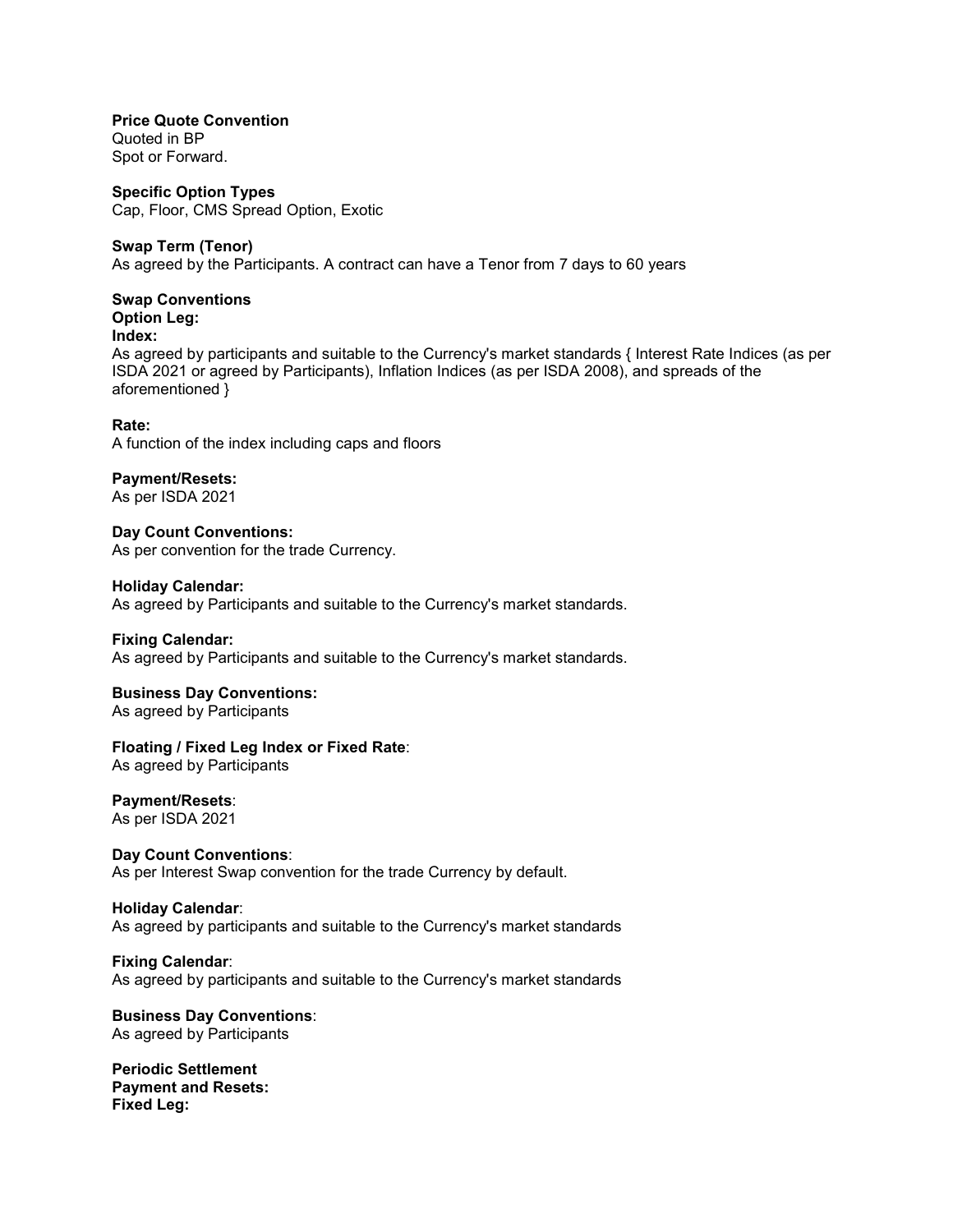**Price Quote Convention**
Quoted in BP
Spot or Forward.

**Specific Option Types**
Cap, Floor, CMS Spread Option, Exotic

**Swap Term (Tenor)**
As agreed by the Participants. A contract can have a Tenor from 7 days to 60 years

**Swap Conventions**
**Option Leg:**
**Index:**
As agreed by participants and suitable to the Currency's market standards { Interest Rate Indices (as per ISDA 2021 or agreed by Participants), Inflation Indices (as per ISDA 2008), and spreads of the aforementioned }

**Rate:**
A function of the index including caps and floors

**Payment/Resets:**
As per ISDA 2021

**Day Count Conventions:**
As per convention for the trade Currency.

**Holiday Calendar:**
As agreed by Participants and suitable to the Currency's market standards.

**Fixing Calendar:**
As agreed by Participants and suitable to the Currency's market standards.

**Business Day Conventions:**
As agreed by Participants

**Floating / Fixed Leg Index or Fixed Rate**:
As agreed by Participants

**Payment/Resets**:
As per ISDA 2021

**Day Count Conventions**:
As per Interest Swap convention for the trade Currency by default.

**Holiday Calendar**:
As agreed by participants and suitable to the Currency's market standards

**Fixing Calendar**:
As agreed by participants and suitable to the Currency's market standards

**Business Day Conventions**:
As agreed by Participants

**Periodic Settlement**
**Payment and Resets:**
**Fixed Leg:**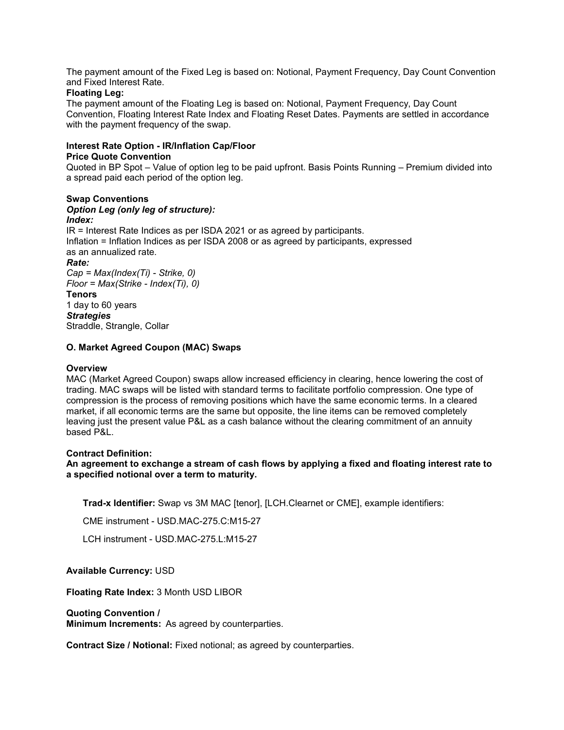The payment amount of the Fixed Leg is based on: Notional, Payment Frequency, Day Count Convention and Fixed Interest Rate.

**Floating Leg:**

The payment amount of the Floating Leg is based on: Notional, Payment Frequency, Day Count Convention, Floating Interest Rate Index and Floating Reset Dates. Payments are settled in accordance with the payment frequency of the swap.

**Interest Rate Option - IR/Inflation Cap/Floor**

**Price Quote Convention**

Quoted in BP Spot – Value of option leg to be paid upfront. Basis Points Running – Premium divided into a spread paid each period of the option leg.

**Swap Conventions**

***Option Leg (only leg of structure):***

***Index:***

IR = Interest Rate Indices as per ISDA 2021 or as agreed by participants.
Inflation = Inflation Indices as per ISDA 2008 or as agreed by participants, expressed as an annualized rate.

***Rate:***

*Cap = Max(Index(Ti) - Strike, 0)*
*Floor = Max(Strike - Index(Ti), 0)*

**Tenors**

1 day to 60 years

***Strategies***

Straddle, Strangle, Collar

**O. Market Agreed Coupon (MAC) Swaps**

**Overview**

MAC (Market Agreed Coupon) swaps allow increased efficiency in clearing, hence lowering the cost of trading. MAC swaps will be listed with standard terms to facilitate portfolio compression. One type of compression is the process of removing positions which have the same economic terms. In a cleared market, if all economic terms are the same but opposite, the line items can be removed completely leaving just the present value P&L as a cash balance without the clearing commitment of an annuity based P&L.

**Contract Definition:**

**An agreement to exchange a stream of cash flows by applying a fixed and floating interest rate to a specified notional over a term to maturity.**

**Trad-x Identifier:** Swap vs 3M MAC [tenor], [LCH.Clearnet or CME], example identifiers:

CME instrument - USD.MAC-275.C:M15-27

LCH instrument - USD.MAC-275.L:M15-27

**Available Currency:** USD

**Floating Rate Index:** 3 Month USD LIBOR

**Quoting Convention /**
**Minimum Increments:** As agreed by counterparties.

**Contract Size / Notional:** Fixed notional; as agreed by counterparties.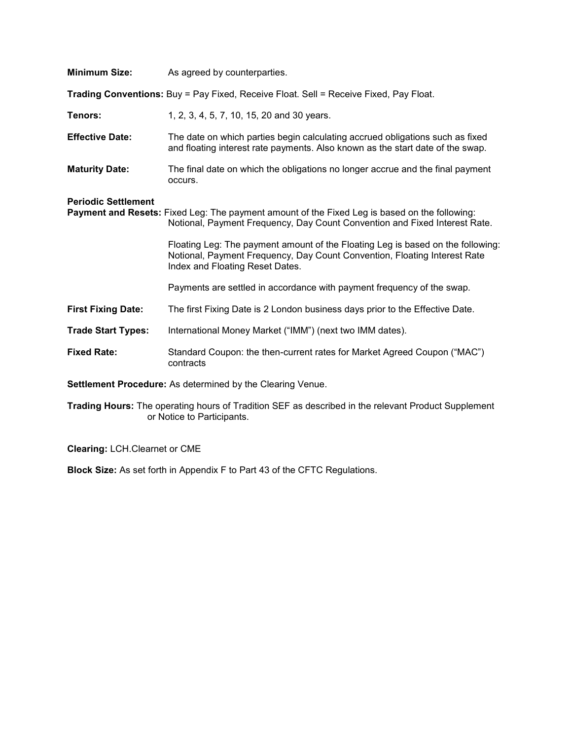**Minimum Size:** As agreed by counterparties.

**Trading Conventions:** Buy = Pay Fixed, Receive Float. Sell = Receive Fixed, Pay Float.

**Tenors:** 1, 2, 3, 4, 5, 7, 10, 15, 20 and 30 years.

**Effective Date:** The date on which parties begin calculating accrued obligations such as fixed and floating interest rate payments. Also known as the start date of the swap.

**Maturity Date:** The final date on which the obligations no longer accrue and the final payment occurs.

**Periodic Settlement Payment and Resets:** Fixed Leg: The payment amount of the Fixed Leg is based on the following: Notional, Payment Frequency, Day Count Convention and Fixed Interest Rate.

Floating Leg: The payment amount of the Floating Leg is based on the following: Notional, Payment Frequency, Day Count Convention, Floating Interest Rate Index and Floating Reset Dates.

Payments are settled in accordance with payment frequency of the swap.

**First Fixing Date:** The first Fixing Date is 2 London business days prior to the Effective Date.

**Trade Start Types:** International Money Market ("IMM") (next two IMM dates).

**Fixed Rate:** Standard Coupon: the then-current rates for Market Agreed Coupon ("MAC") contracts

**Settlement Procedure:** As determined by the Clearing Venue.

**Trading Hours:** The operating hours of Tradition SEF as described in the relevant Product Supplement or Notice to Participants.

**Clearing:** LCH.Clearnet or CME

**Block Size:** As set forth in Appendix F to Part 43 of the CFTC Regulations.